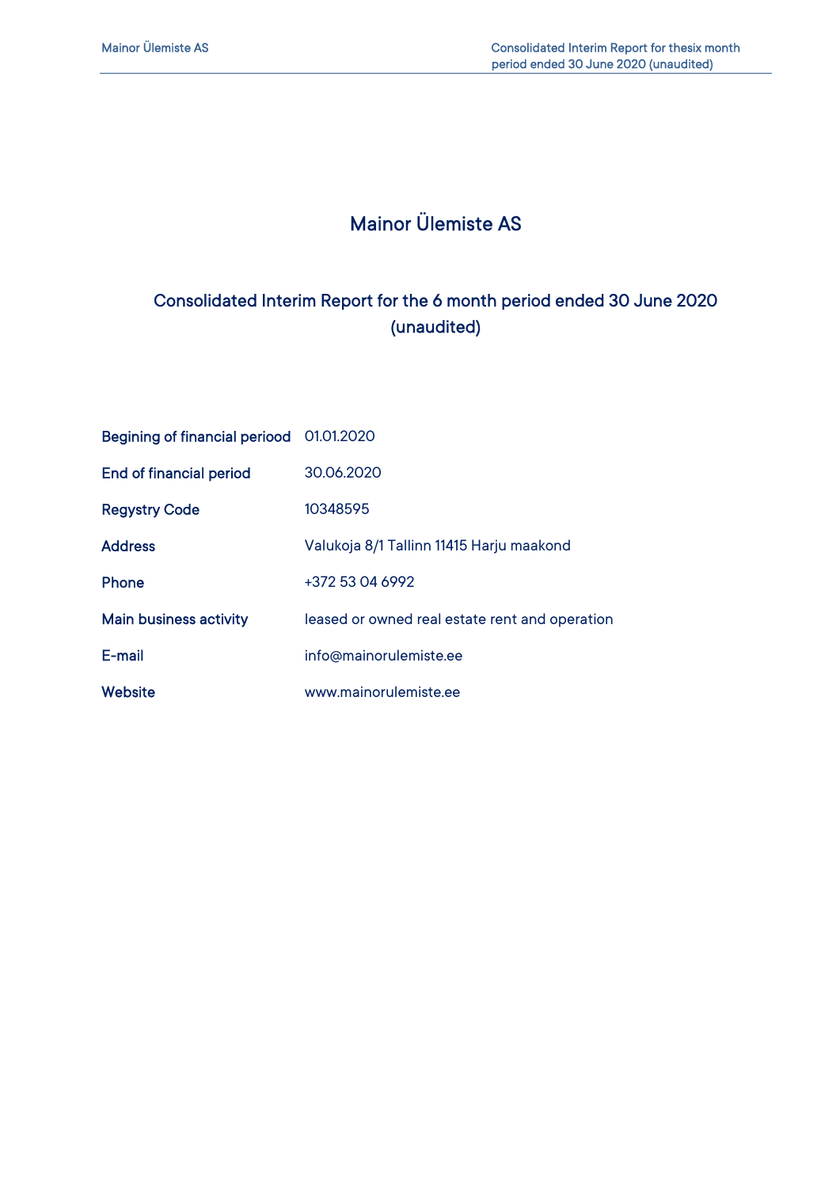# Mainor Ülemiste AS

## Consolidated Interim Report for the 6 month period ended 30 June 2020 (unaudited)

| | |
|---|---|
| **Begining of financial periood** | 01.01.2020 |
| **End of financial period** | 30.06.2020 |
| **Regystry Code** | 10348595 |
| **Address** | Valukoja 8/1 Tallinn 11415 Harju maakond |
| **Phone** | +372 53 04 6992 |
| **Main business activity** | leased or owned real estate rent and operation |
| **E-mail** | info@mainorulemiste.ee |
| **Website** | www.mainorulemiste.ee |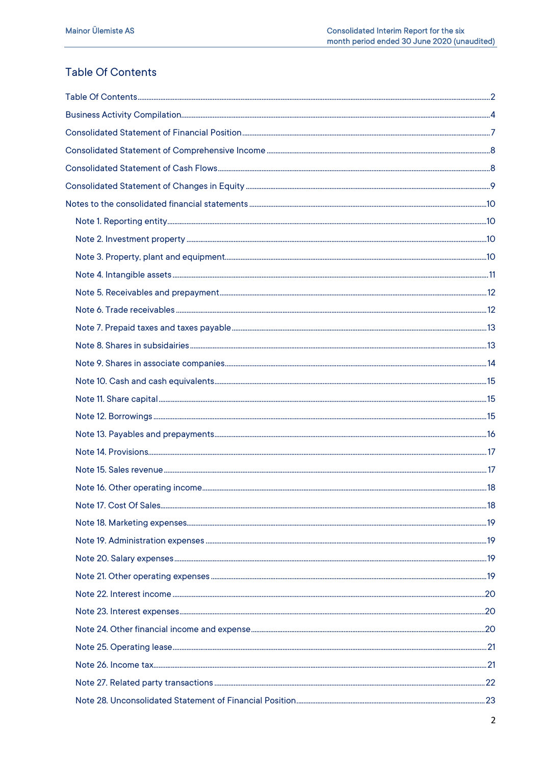# Table Of Contents

Table Of Contents .......... 2

Business Activity Compilation .......... 4

Consolidated Statement of Financial Position .......... 7

Consolidated Statement of Comprehensive Income .......... 8

Consolidated Statement of Cash Flows .......... 8

Consolidated Statement of Changes in Equity .......... 9

Notes to the consolidated financial statements .......... 10

- Note 1. Reporting entity .......... 10
- Note 2. Investment property .......... 10
- Note 3. Property, plant and equipment .......... 10
- Note 4. Intangible assets .......... 11
- Note 5. Receivables and prepayment .......... 12
- Note 6. Trade receivables .......... 12
- Note 7. Prepaid taxes and taxes payable .......... 13
- Note 8. Shares in subsidairies .......... 13
- Note 9. Shares in associate companies .......... 14
- Note 10. Cash and cash equivalents .......... 15
- Note 11. Share capital .......... 15
- Note 12. Borrowings .......... 15
- Note 13. Payables and prepayments .......... 16
- Note 14. Provisions .......... 17
- Note 15. Sales revenue .......... 17
- Note 16. Other operating income .......... 18
- Note 17. Cost Of Sales .......... 18
- Note 18. Marketing expenses .......... 19
- Note 19. Administration expenses .......... 19
- Note 20. Salary expenses .......... 19
- Note 21. Other operating expenses .......... 19
- Note 22. Interest income .......... 20
- Note 23. Interest expenses .......... 20
- Note 24. Other financial income and expense .......... 20
- Note 25. Operating lease .......... 21
- Note 26. Income tax .......... 21
- Note 27. Related party transactions .......... 22
- Note 28. Unconsolidated Statement of Financial Position .......... 23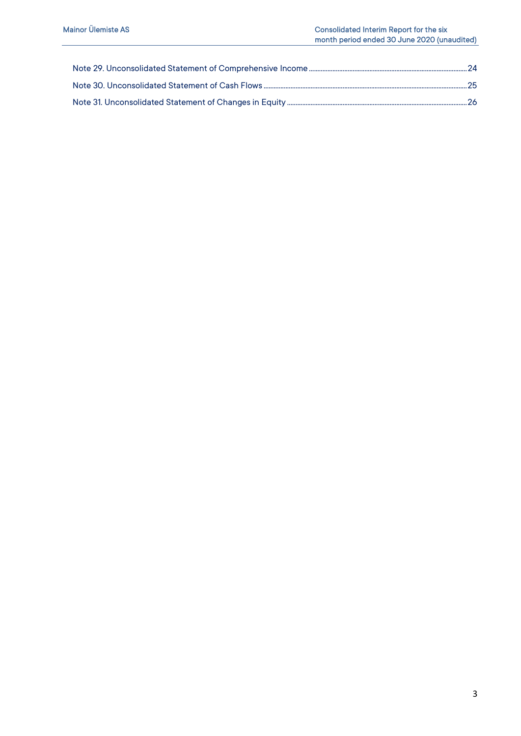Note 29. Unconsolidated Statement of Comprehensive Income ........ 24

Note 30. Unconsolidated Statement of Cash Flows ........ 25

Note 31. Unconsolidated Statement of Changes in Equity ........ 26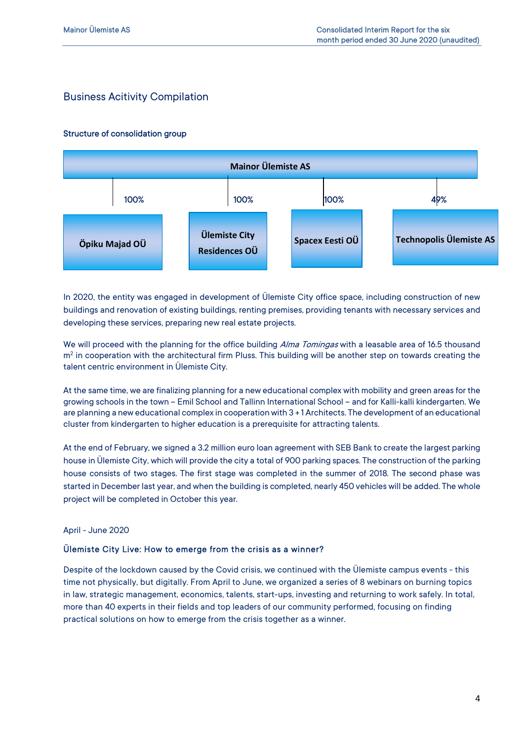## Business Acitivity Compilation

### Structure of consolidation group

**Mainor Ülemiste AS**

- 100% — **Öpiku Majad OÜ**
- 100% — **Ülemiste City Residences OÜ**
- 100% — **Spacex Eesti OÜ**
- 49% — **Technopolis Ülemiste AS**

In 2020, the entity was engaged in development of Ülemiste City office space, including construction of new buildings and renovation of existing buildings, renting premises, providing tenants with necessary services and developing these services, preparing new real estate projects.

We will proceed with the planning for the office building *Alma Tomingas* with a leasable area of 16.5 thousand $m^2$ in cooperation with the architectural firm Pluss. This building will be another step on towards creating the talent centric environment in Ülemiste City.

At the same time, we are finalizing planning for a new educational complex with mobility and green areas for the growing schools in the town – Emil School and Tallinn International School – and for Kalli-kalli kindergarten. We are planning a new educational complex in cooperation with 3 + 1 Architects. The development of an educational cluster from kindergarten to higher education is a prerequisite for attracting talents.

At the end of February, we signed a 3.2 million euro loan agreement with SEB Bank to create the largest parking house in Ülemiste City, which will provide the city a total of 900 parking spaces. The construction of the parking house consists of two stages. The first stage was completed in the summer of 2018. The second phase was started in December last year, and when the building is completed, nearly 450 vehicles will be added. The whole project will be completed in October this year.

April - June 2020

**Ülemiste City Live: How to emerge from the crisis as a winner?**

Despite of the lockdown caused by the Covid crisis, we continued with the Ülemiste campus events - this time not physically, but digitally. From April to June, we organized a series of 8 webinars on burning topics in law, strategic management, economics, talents, start-ups, investing and returning to work safely. In total, more than 40 experts in their fields and top leaders of our community performed, focusing on finding practical solutions on how to emerge from the crisis together as a winner.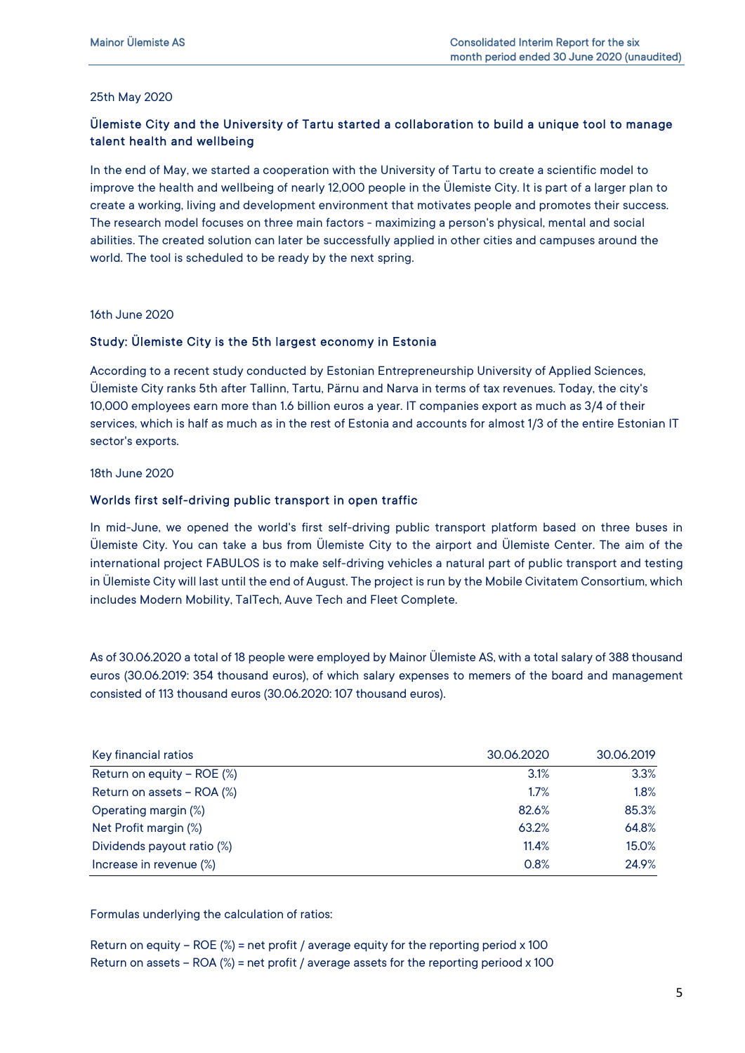25th May 2020

### Ülemiste City and the University of Tartu started a collaboration to build a unique tool to manage talent health and wellbeing

In the end of May, we started a cooperation with the University of Tartu to create a scientific model to improve the health and wellbeing of nearly 12,000 people in the Ülemiste City. It is part of a larger plan to create a working, living and development environment that motivates people and promotes their success. The research model focuses on three main factors - maximizing a person's physical, mental and social abilities. The created solution can later be successfully applied in other cities and campuses around the world. The tool is scheduled to be ready by the next spring.

16th June 2020

### Study: Ülemiste City is the 5th largest economy in Estonia

According to a recent study conducted by Estonian Entrepreneurship University of Applied Sciences, Ülemiste City ranks 5th after Tallinn, Tartu, Pärnu and Narva in terms of tax revenues. Today, the city's 10,000 employees earn more than 1.6 billion euros a year. IT companies export as much as 3/4 of their services, which is half as much as in the rest of Estonia and accounts for almost 1/3 of the entire Estonian IT sector's exports.

18th June 2020

### Worlds first self-driving public transport in open traffic

In mid-June, we opened the world's first self-driving public transport platform based on three buses in Ülemiste City. You can take a bus from Ülemiste City to the airport and Ülemiste Center. The aim of the international project FABULOS is to make self-driving vehicles a natural part of public transport and testing in Ülemiste City will last until the end of August. The project is run by the Mobile Civitatem Consortium, which includes Modern Mobility, TalTech, Auve Tech and Fleet Complete.

As of 30.06.2020 a total of 18 people were employed by Mainor Ülemiste AS, with a total salary of 388 thousand euros (30.06.2019: 354 thousand euros), of which salary expenses to memers of the board and management consisted of 113 thousand euros (30.06.2020: 107 thousand euros).

| Key financial ratios | 30.06.2020 | 30.06.2019 |
|---|---|---|
| Return on equity – ROE (%) | 3.1% | 3.3% |
| Return on assets – ROA (%) | 1.7% | 1.8% |
| Operating margin (%) | 82.6% | 85.3% |
| Net Profit margin (%) | 63.2% | 64.8% |
| Dividends payout ratio (%) | 11.4% | 15.0% |
| Increase in revenue (%) | 0.8% | 24.9% |

Formulas underlying the calculation of ratios:

Return on equity – ROE (%) = net profit / average equity for the reporting period x 100
Return on assets – ROA (%) = net profit / average assets for the reporting periood x 100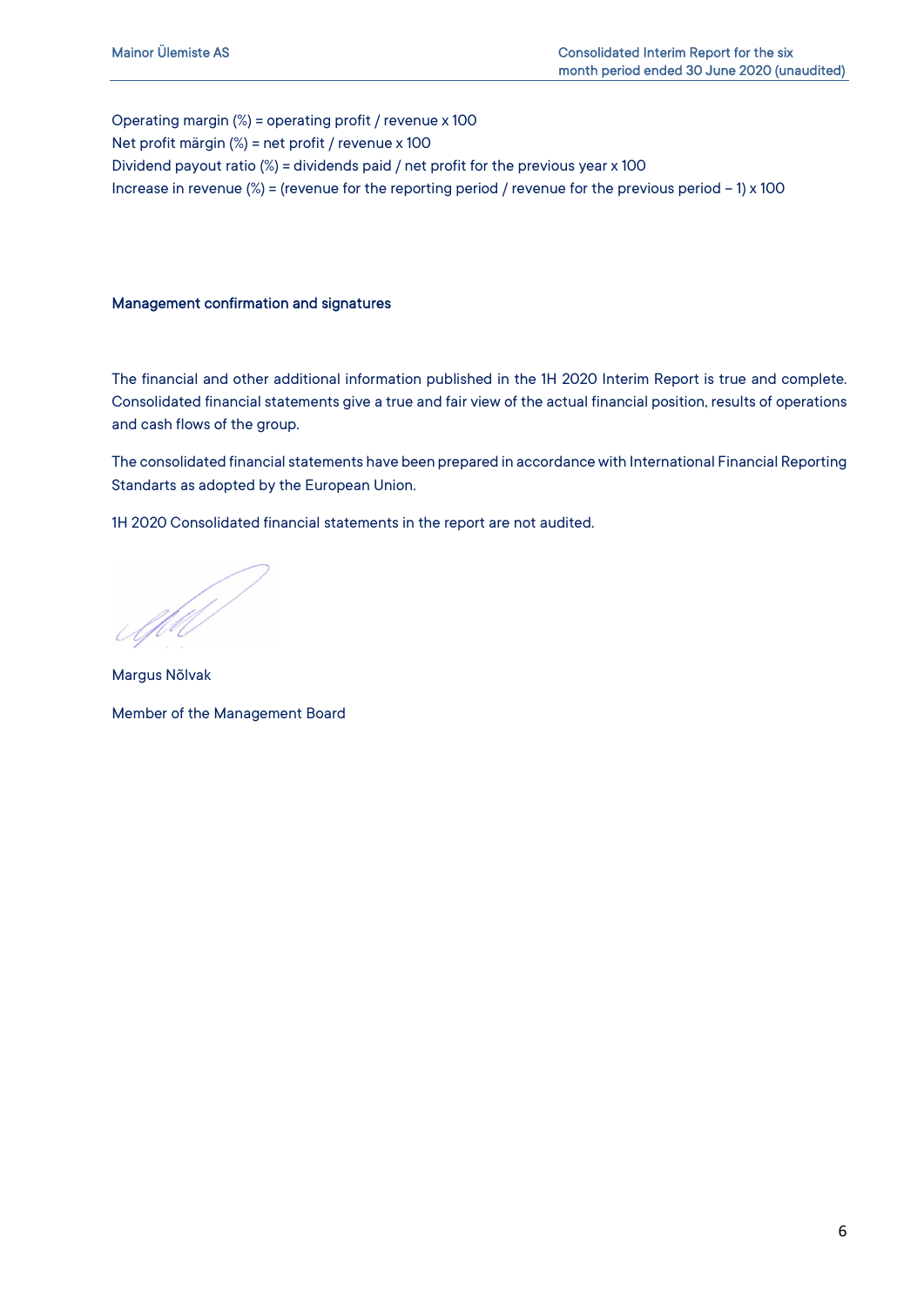Operating margin (%) = operating profit / revenue x 100

Net profit märgin (%) = net profit / revenue x 100

Dividend payout ratio (%) = dividends paid / net profit for the previous year x 100

Increase in revenue (%) = (revenue for the reporting period / revenue for the previous period – 1) x 100

## Management confirmation and signatures

The financial and other additional information published in the 1H 2020 Interim Report is true and complete. Consolidated financial statements give a true and fair view of the actual financial position, results of operations and cash flows of the group.

The consolidated financial statements have been prepared in accordance with International Financial Reporting Standarts as adopted by the European Union.

1H 2020 Consolidated financial statements in the report are not audited.

Margus Nõlvak

Member of the Management Board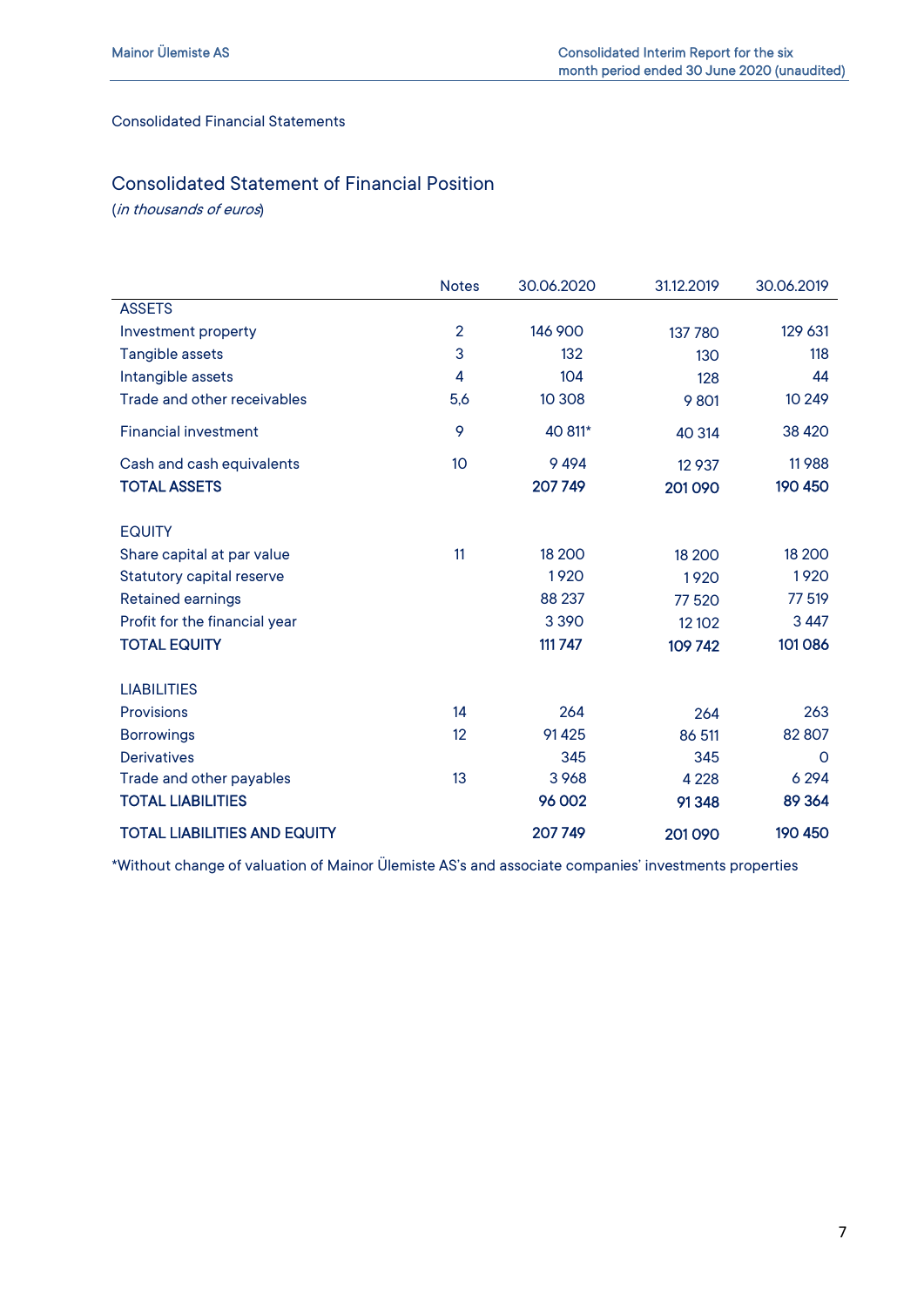Consolidated Financial Statements

## Consolidated Statement of Financial Position

(*in thousands of euros*)

| | Notes | 30.06.2020 | 31.12.2019 | 30.06.2019 |
|---|---|---|---|---|
| ASSETS | | | | |
| Investment property | 2 | 146 900 | 137 780 | 129 631 |
| Tangible assets | 3 | 132 | 130 | 118 |
| Intangible assets | 4 | 104 | 128 | 44 |
| Trade and other receivables | 5,6 | 10 308 | 9 801 | 10 249 |
| Financial investment | 9 | 40 811* | 40 314 | 38 420 |
| Cash and cash equivalents | 10 | 9 494 | 12 937 | 11 988 |
| **TOTAL ASSETS** | | **207 749** | **201 090** | **190 450** |
| | | | | |
| EQUITY | | | | |
| Share capital at par value | 11 | 18 200 | 18 200 | 18 200 |
| Statutory capital reserve | | 1 920 | 1 920 | 1 920 |
| Retained earnings | | 88 237 | 77 520 | 77 519 |
| Profit for the financial year | | 3 390 | 12 102 | 3 447 |
| **TOTAL EQUITY** | | **111 747** | **109 742** | **101 086** |
| | | | | |
| LIABILITIES | | | | |
| Provisions | 14 | 264 | 264 | 263 |
| Borrowings | 12 | 91 425 | 86 511 | 82 807 |
| Derivatives | | 345 | 345 | 0 |
| Trade and other payables | 13 | 3 968 | 4 228 | 6 294 |
| **TOTAL LIABILITIES** | | **96 002** | **91 348** | **89 364** |
| **TOTAL LIABILITIES AND EQUITY** | | **207 749** | **201 090** | **190 450** |

*Without change of valuation of Mainor Ülemiste AS's and associate companies' investments properties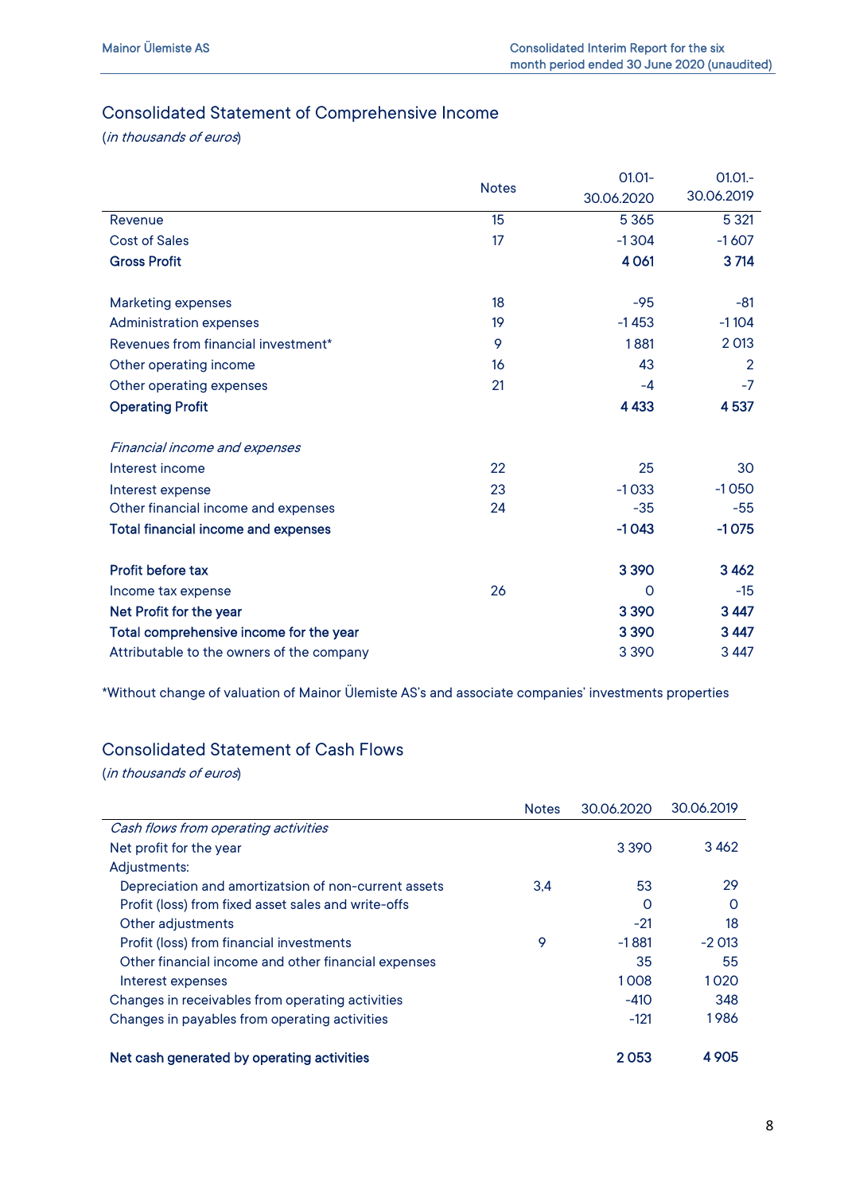## Consolidated Statement of Comprehensive Income

(*in thousands of euros*)

| | Notes | 01.01-30.06.2020 | 01.01.-30.06.2019 |
|---|---|---|---|
| Revenue | 15 | 5 365 | 5 321 |
| Cost of Sales | 17 | -1 304 | -1 607 |
| **Gross Profit** | | **4 061** | **3 714** |
| | | | |
| Marketing expenses | 18 | -95 | -81 |
| Administration expenses | 19 | -1 453 | -1 104 |
| Revenues from financial investment* | 9 | 1 881 | 2 013 |
| Other operating income | 16 | 43 | 2 |
| Other operating expenses | 21 | -4 | -7 |
| **Operating Profit** | | **4 433** | **4 537** |
| | | | |
| *Financial income and expenses* | | | |
| Interest income | 22 | 25 | 30 |
| Interest expense | 23 | -1 033 | -1 050 |
| Other financial income and expenses | 24 | -35 | -55 |
| **Total financial income and expenses** | | **-1 043** | **-1 075** |
| | | | |
| **Profit before tax** | | **3 390** | **3 462** |
| Income tax expense | 26 | 0 | -15 |
| **Net Profit for the year** | | **3 390** | **3 447** |
| **Total comprehensive income for the year** | | **3 390** | **3 447** |
| Attributable to the owners of the company | | 3 390 | 3 447 |

*Without change of valuation of Mainor Ülemiste AS's and associate companies' investments properties

## Consolidated Statement of Cash Flows

(*in thousands of euros*)

| | Notes | 30.06.2020 | 30.06.2019 |
|---|---|---|---|
| *Cash flows from operating activities* | | | |
| Net profit for the year | | 3 390 | 3 462 |
| Adjustments: | | | |
| Depreciation and amortizatsion of non-current assets | 3,4 | 53 | 29 |
| Profit (loss) from fixed asset sales and write-offs | | 0 | 0 |
| Other adjustments | | -21 | 18 |
| Profit (loss) from financial investments | 9 | -1 881 | -2 013 |
| Other financial income and other financial expenses | | 35 | 55 |
| Interest expenses | | 1 008 | 1 020 |
| Changes in receivables from operating activities | | -410 | 348 |
| Changes in payables from operating activities | | -121 | 1 986 |
| | | | |
| **Net cash generated by operating activities** | | **2 053** | **4 905** |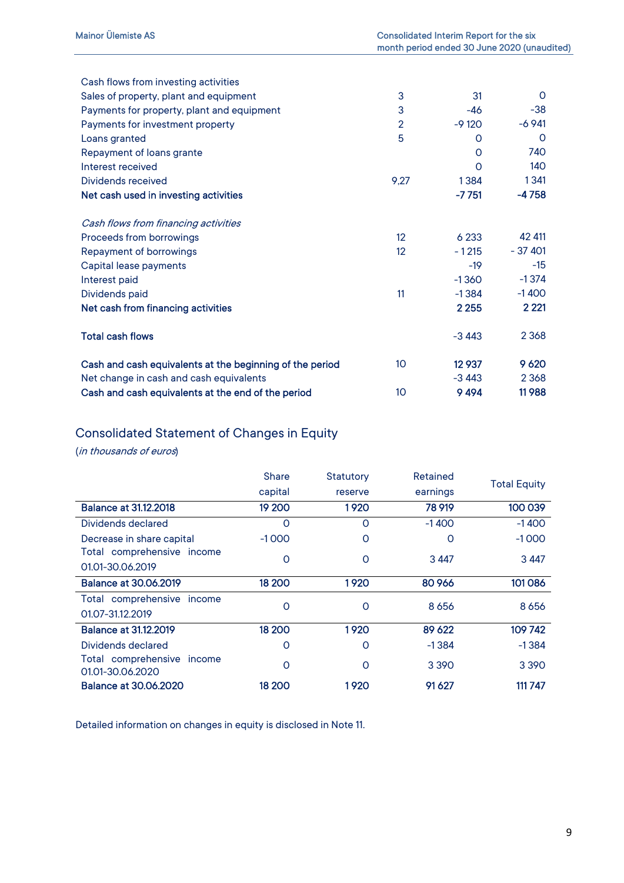| | | | |
|---|---|---|---|
| Cash flows from investing activities | | | |
| Sales of property, plant and equipment | 3 | 31 | 0 |
| Payments for property, plant and equipment | 3 | -46 | -38 |
| Payments for investment property | 2 | -9 120 | -6 941 |
| Loans granted | 5 | 0 | 0 |
| Repayment of loans grante | | 0 | 740 |
| Interest received | | 0 | 140 |
| Dividends received | 9,27 | 1 384 | 1 341 |
| **Net cash used in investing activities** | | **-7 751** | **-4 758** |
| | | | |
| *Cash flows from financing activities* | | | |
| Proceeds from borrowings | 12 | 6 233 | 42 411 |
| Repayment of borrowings | 12 | - 1 215 | - 37 401 |
| Capital lease payments | | -19 | -15 |
| Interest paid | | -1 360 | -1 374 |
| Dividends paid | 11 | -1 384 | -1 400 |
| **Net cash from financing activities** | | **2 255** | **2 221** |
| | | | |
| **Total cash flows** | | -3 443 | 2 368 |
| | | | |
| **Cash and cash equivalents at the beginning of the period** | 10 | **12 937** | **9 620** |
| Net change in cash and cash equivalents | | -3 443 | 2 368 |
| **Cash and cash equivalents at the end of the period** | 10 | **9 494** | **11 988** |

## Consolidated Statement of Changes in Equity

(*in thousands of euros*)

| | Share capital | Statutory reserve | Retained earnings | Total Equity |
|---|---|---|---|---|
| **Balance at 31.12.2018** | **19 200** | **1 920** | **78 919** | **100 039** |
| Dividends declared | 0 | 0 | -1 400 | -1 400 |
| Decrease in share capital | -1 000 | 0 | 0 | -1 000 |
| Total comprehensive income 01.01-30.06.2019 | 0 | 0 | 3 447 | 3 447 |
| **Balance at 30.06.2019** | **18 200** | **1 920** | **80 966** | **101 086** |
| Total comprehensive income 01.07-31.12.2019 | 0 | 0 | 8 656 | 8 656 |
| **Balance at 31.12.2019** | **18 200** | **1 920** | **89 622** | **109 742** |
| Dividends declared | 0 | 0 | -1 384 | -1 384 |
| Total comprehensive income 01.01-30.06.2020 | 0 | 0 | 3 390 | 3 390 |
| **Balance at 30.06.2020** | **18 200** | **1 920** | **91 627** | **111 747** |

Detailed information on changes in equity is disclosed in Note 11.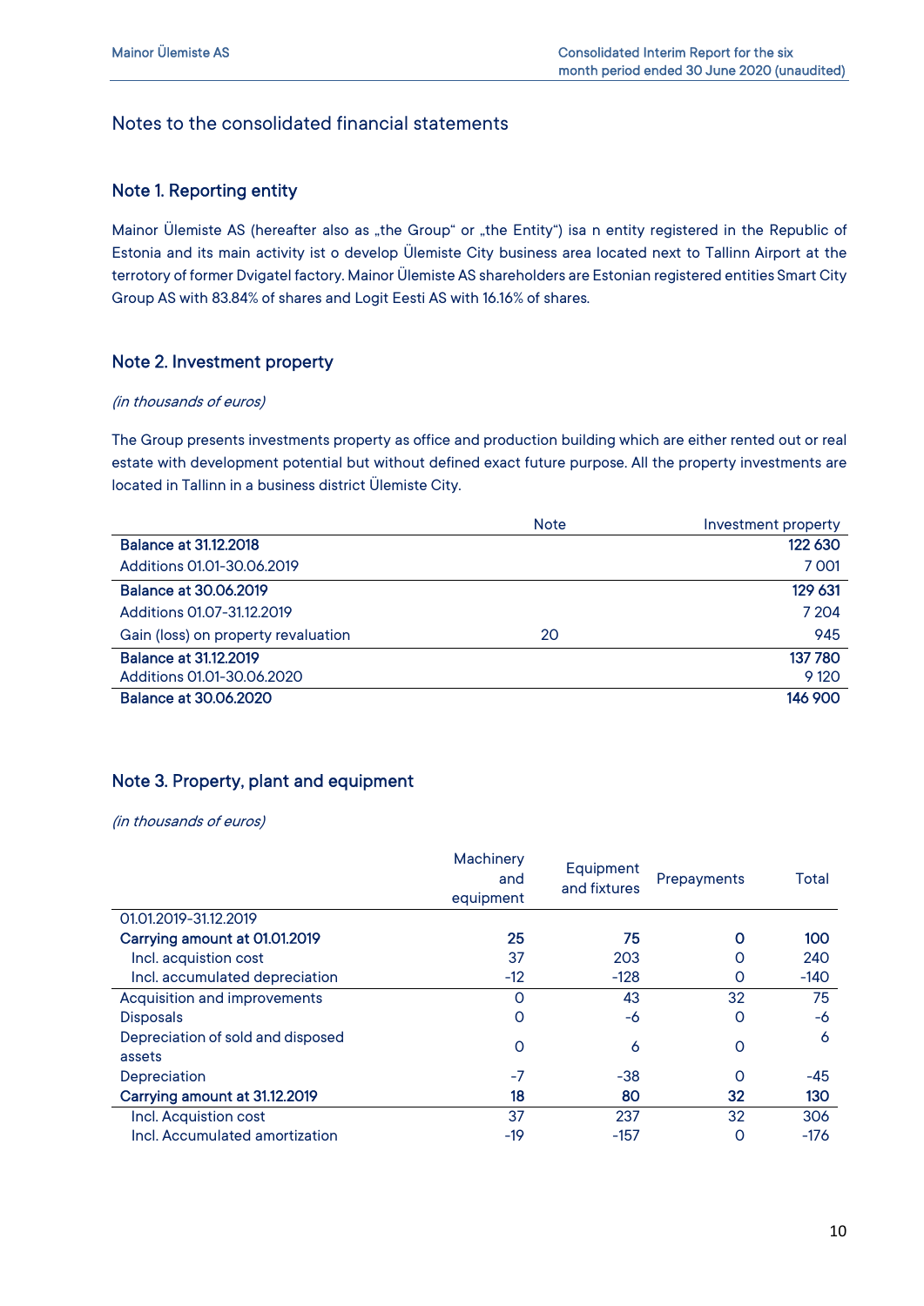## Notes to the consolidated financial statements

### Note 1. Reporting entity

Mainor Ülemiste AS (hereafter also as „the Group" or „the Entity") isa n entity registered in the Republic of Estonia and its main activity ist o develop Ülemiste City business area located next to Tallinn Airport at the terrotory of former Dvigatel factory. Mainor Ülemiste AS shareholders are Estonian registered entities Smart City Group AS with 83.84% of shares and Logit Eesti AS with 16.16% of shares.

### Note 2. Investment property

*(in thousands of euros)*

The Group presents investments property as office and production building which are either rented out or real estate with development potential but without defined exact future purpose. All the property investments are located in Tallinn in a business district Ülemiste City.

| | Note | Investment property |
|---|---|---|
| **Balance at 31.12.2018** | | **122 630** |
| Additions 01.01-30.06.2019 | | 7 001 |
| **Balance at 30.06.2019** | | **129 631** |
| Additions 01.07-31.12.2019 | | 7 204 |
| Gain (loss) on property revaluation | 20 | 945 |
| **Balance at 31.12.2019** | | **137 780** |
| Additions 01.01-30.06.2020 | | 9 120 |
| **Balance at 30.06.2020** | | **146 900** |

### Note 3. Property, plant and equipment

*(in thousands of euros)*

| | Machinery and equipment | Equipment and fixtures | Prepayments | Total |
|---|---|---|---|---|
| 01.01.2019-31.12.2019 | | | | |
| **Carrying amount at 01.01.2019** | **25** | **75** | **0** | **100** |
| Incl. acquistion cost | 37 | 203 | 0 | 240 |
| Incl. accumulated depreciation | -12 | -128 | 0 | -140 |
| Acquisition and improvements | 0 | 43 | 32 | 75 |
| Disposals | 0 | -6 | 0 | -6 |
| Depreciation of sold and disposed assets | 0 | 6 | 0 | 6 |
| Depreciation | -7 | -38 | 0 | -45 |
| **Carrying amount at 31.12.2019** | **18** | **80** | **32** | **130** |
| Incl. Acquistion cost | 37 | 237 | 32 | 306 |
| Incl. Accumulated amortization | -19 | -157 | 0 | -176 |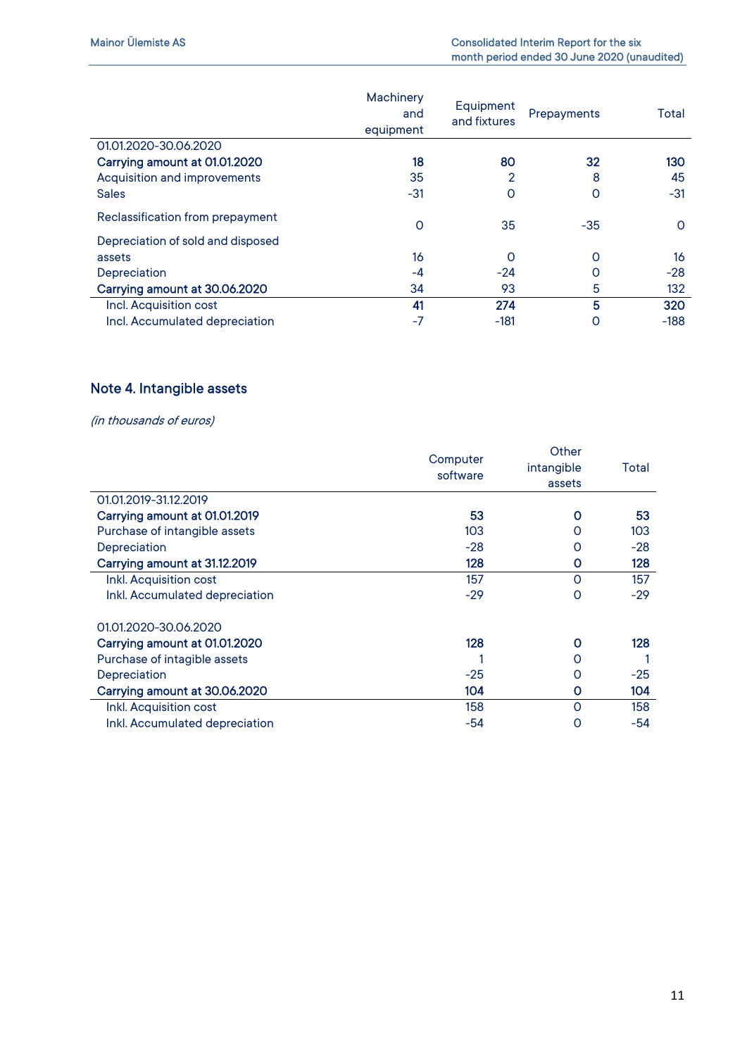| | Machinery and equipment | Equipment and fixtures | Prepayments | Total |
|---|---|---|---|---|
| 01.01.2020-30.06.2020 | | | | |
| **Carrying amount at 01.01.2020** | **18** | **80** | **32** | **130** |
| Acquisition and improvements | 35 | 2 | 8 | 45 |
| Sales | -31 | 0 | 0 | -31 |
| Reclassification from prepayment | 0 | 35 | -35 | 0 |
| Depreciation of sold and disposed assets | 16 | 0 | 0 | 16 |
| Depreciation | -4 | -24 | 0 | -28 |
| **Carrying amount at 30.06.2020** | 34 | 93 | 5 | 132 |
| Incl. Acquisition cost | **41** | **274** | **5** | **320** |
| Incl. Accumulated depreciation | -7 | -181 | 0 | -188 |

## Note 4. Intangible assets

*(in thousands of euros)*

| | Computer software | Other intangible assets | Total |
|---|---|---|---|
| 01.01.2019-31.12.2019 | | | |
| **Carrying amount at 01.01.2019** | **53** | **0** | **53** |
| Purchase of intangible assets | 103 | 0 | 103 |
| Depreciation | -28 | 0 | -28 |
| **Carrying amount at 31.12.2019** | **128** | **0** | **128** |
| Inkl. Acquisition cost | 157 | 0 | 157 |
| Inkl. Accumulated depreciation | -29 | 0 | -29 |
| | | | |
| 01.01.2020-30.06.2020 | | | |
| **Carrying amount at 01.01.2020** | **128** | **0** | **128** |
| Purchase of intagible assets | 1 | 0 | 1 |
| Depreciation | -25 | 0 | -25 |
| **Carrying amount at 30.06.2020** | **104** | **0** | **104** |
| Inkl. Acquisition cost | 158 | 0 | 158 |
| Inkl. Accumulated depreciation | -54 | 0 | -54 |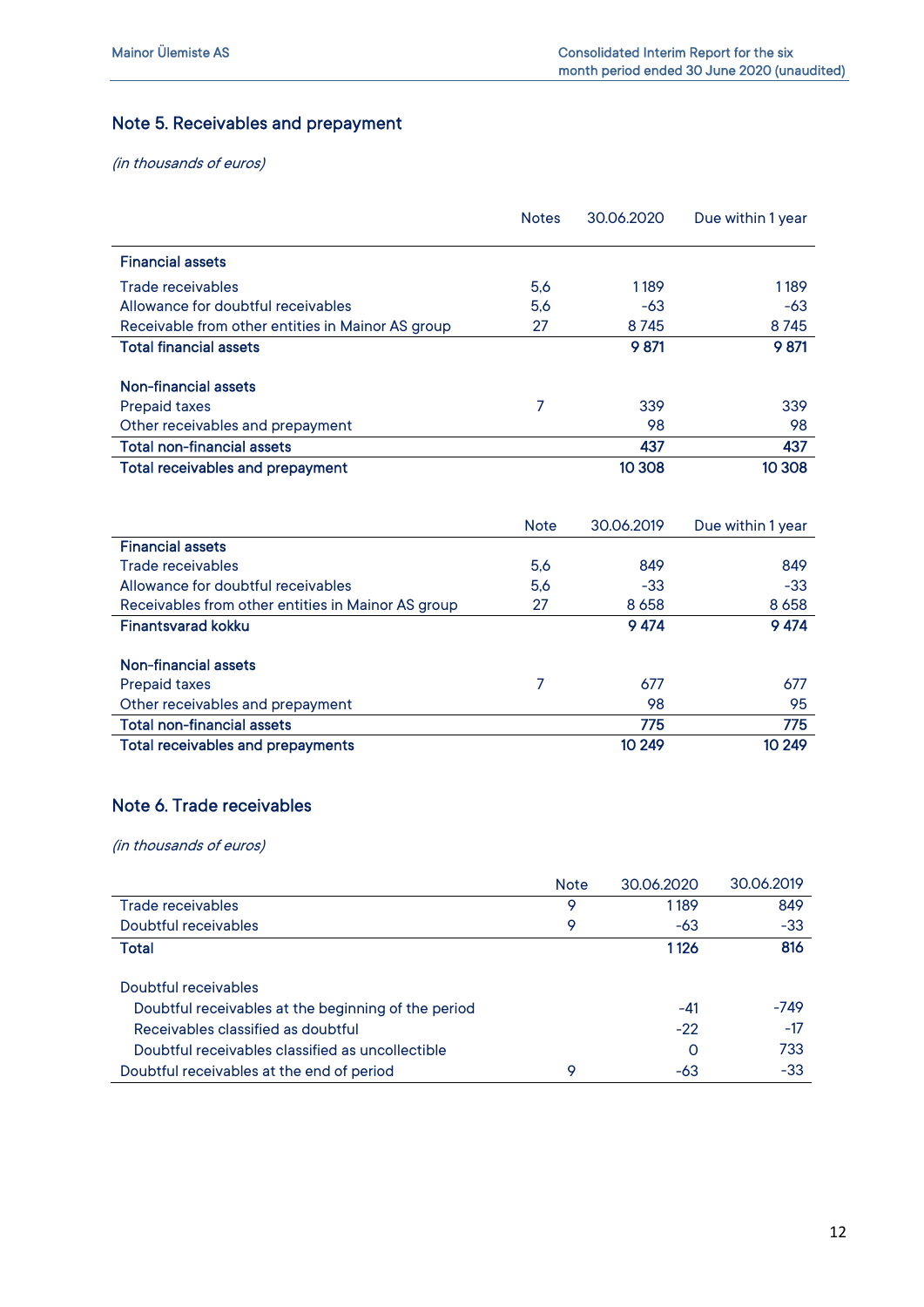## Note 5. Receivables and prepayment

*(in thousands of euros)*

| | Notes | 30.06.2020 | Due within 1 year |
|---|---|---|---|
| **Financial assets** | | | |
| Trade receivables | 5,6 | 1 189 | 1 189 |
| Allowance for doubtful receivables | 5,6 | -63 | -63 |
| Receivable from other entities in Mainor AS group | 27 | 8 745 | 8 745 |
| **Total financial assets** | | **9 871** | **9 871** |
| | | | |
| **Non-financial assets** | | | |
| Prepaid taxes | 7 | 339 | 339 |
| Other receivables and prepayment | | 98 | 98 |
| **Total non-financial assets** | | **437** | **437** |
| **Total receivables and prepayment** | | **10 308** | **10 308** |

| | Note | 30.06.2019 | Due within 1 year |
|---|---|---|---|
| **Financial assets** | | | |
| Trade receivables | 5,6 | 849 | 849 |
| Allowance for doubtful receivables | 5,6 | -33 | -33 |
| Receivables from other entities in Mainor AS group | 27 | 8 658 | 8 658 |
| **Finantsvarad kokku** | | **9 474** | **9 474** |
| | | | |
| **Non-financial assets** | | | |
| Prepaid taxes | 7 | 677 | 677 |
| Other receivables and prepayment | | 98 | 95 |
| **Total non-financial assets** | | **775** | **775** |
| **Total receivables and prepayments** | | **10 249** | **10 249** |

## Note 6. Trade receivables

*(in thousands of euros)*

| | Note | 30.06.2020 | 30.06.2019 |
|---|---|---|---|
| Trade receivables | 9 | 1 189 | 849 |
| Doubtful receivables | 9 | -63 | -33 |
| **Total** | | **1 126** | **816** |
| | | | |
| Doubtful receivables | | | |
| Doubtful receivables at the beginning of the period | | -41 | -749 |
| Receivables classified as doubtful | | -22 | -17 |
| Doubtful receivables classified as uncollectible | | 0 | 733 |
| Doubtful receivables at the end of period | 9 | -63 | -33 |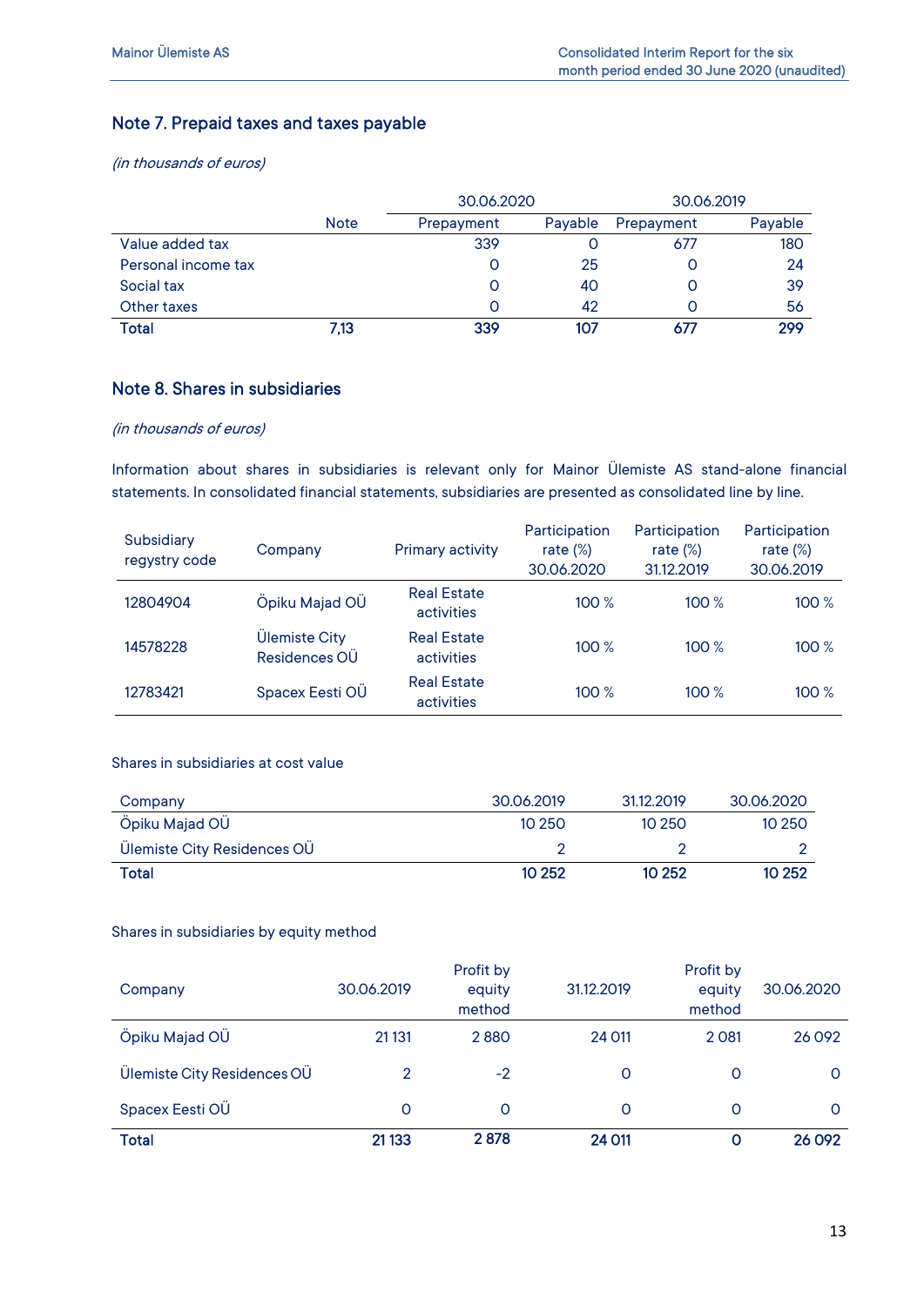## Note 7. Prepaid taxes and taxes payable

*(in thousands of euros)*

| | Note | 30.06.2020 | | 30.06.2019 | |
|---|---|---|---|---|---|
| | | Prepayment | Payable | Prepayment | Payable |
| Value added tax | | 339 | 0 | 677 | 180 |
| Personal income tax | | 0 | 25 | 0 | 24 |
| Social tax | | 0 | 40 | 0 | 39 |
| Other taxes | | 0 | 42 | 0 | 56 |
| **Total** | **7,13** | **339** | **107** | **677** | **299** |

## Note 8. Shares in subsidiaries

*(in thousands of euros)*

Information about shares in subsidiaries is relevant only for Mainor Ülemiste AS stand-alone financial statements. In consolidated financial statements, subsidiaries are presented as consolidated line by line.

| Subsidiary regystry code | Company | Primary activity | Participation rate (%) 30.06.2020 | Participation rate (%) 31.12.2019 | Participation rate (%) 30.06.2019 |
|---|---|---|---|---|---|
| 12804904 | Öpiku Majad OÜ | Real Estate activities | 100 % | 100 % | 100 % |
| 14578228 | Ülemiste City Residences OÜ | Real Estate activities | 100 % | 100 % | 100 % |
| 12783421 | Spacex Eesti OÜ | Real Estate activities | 100 % | 100 % | 100 % |

Shares in subsidiaries at cost value

| Company | 30.06.2019 | 31.12.2019 | 30.06.2020 |
|---|---|---|---|
| Öpiku Majad OÜ | 10 250 | 10 250 | 10 250 |
| Ülemiste City Residences OÜ | 2 | 2 | 2 |
| **Total** | **10 252** | **10 252** | **10 252** |

Shares in subsidiaries by equity method

| Company | 30.06.2019 | Profit by equity method | 31.12.2019 | Profit by equity method | 30.06.2020 |
|---|---|---|---|---|---|
| Öpiku Majad OÜ | 21 131 | 2 880 | 24 011 | 2 081 | 26 092 |
| Ülemiste City Residences OÜ | 2 | -2 | 0 | 0 | 0 |
| Spacex Eesti OÜ | 0 | 0 | 0 | 0 | 0 |
| **Total** | **21 133** | **2 878** | **24 011** | **0** | **26 092** |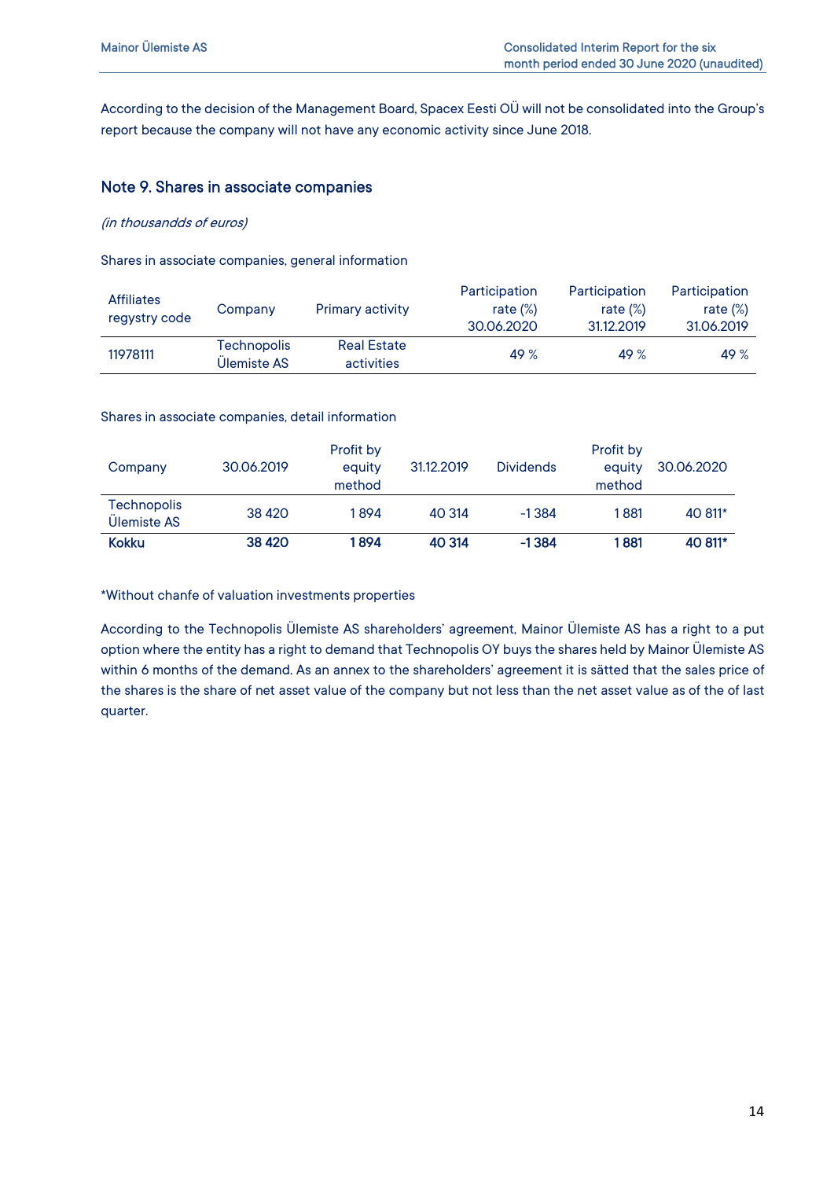According to the decision of the Management Board, Spacex Eesti OÜ will not be consolidated into the Group's report because the company will not have any economic activity since June 2018.

## Note 9. Shares in associate companies

*(in thousandds of euros)*

Shares in associate companies, general information

| Affiliates regystry code | Company | Primary activity | Participation rate (%) 30.06.2020 | Participation rate (%) 31.12.2019 | Participation rate (%) 31.06.2019 |
|---|---|---|---|---|---|
| 11978111 | Technopolis Ülemiste AS | Real Estate activities | 49 % | 49 % | 49 % |

Shares in associate companies, detail information

| Company | 30.06.2019 | Profit by equity method | 31.12.2019 | Dividends | Profit by equity method | 30.06.2020 |
|---|---|---|---|---|---|---|
| Technopolis Ülemiste AS | 38 420 | 1 894 | 40 314 | -1 384 | 1 881 | 40 811* |
| **Kokku** | **38 420** | **1 894** | **40 314** | **-1 384** | **1 881** | **40 811*** |

*Without chanfe of valuation investments properties

According to the Technopolis Ülemiste AS shareholders' agreement, Mainor Ülemiste AS has a right to a put option where the entity has a right to demand that Technopolis OY buys the shares held by Mainor Ülemiste AS within 6 months of the demand. As an annex to the shareholders' agreement it is sätted that the sales price of the shares is the share of net asset value of the company but not less than the net asset value as of the of last quarter.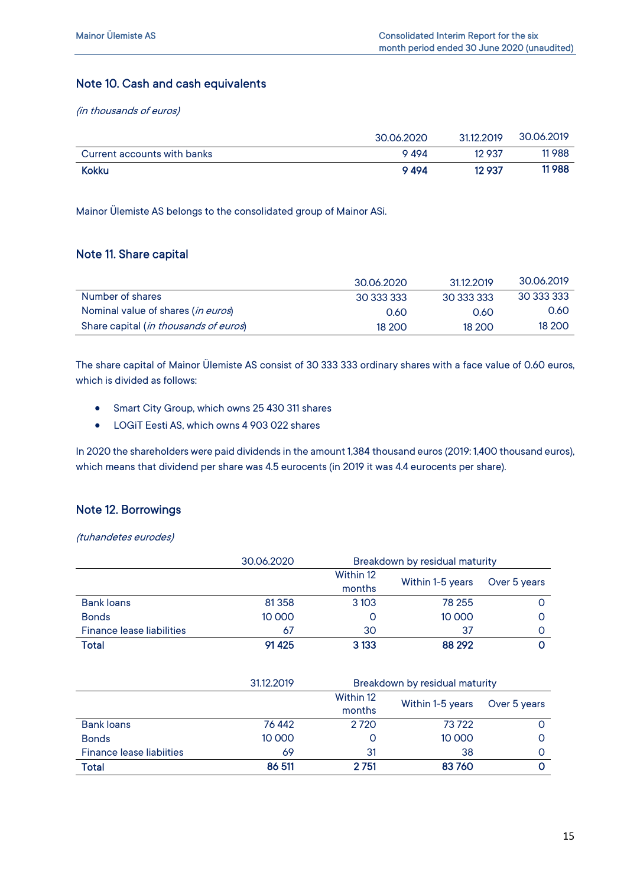## Note 10. Cash and cash equivalents

*(in thousands of euros)*

| | 30.06.2020 | 31.12.2019 | 30.06.2019 |
|---|---|---|---|
| Current accounts with banks | 9 494 | 12 937 | 11 988 |
| **Kokku** | **9 494** | **12 937** | **11 988** |

Mainor Ülemiste AS belongs to the consolidated group of Mainor ASi.

## Note 11. Share capital

| | 30.06.2020 | 31.12.2019 | 30.06.2019 |
|---|---|---|---|
| Number of shares | 30 333 333 | 30 333 333 | 30 333 333 |
| Nominal value of shares (*in euros*) | 0.60 | 0.60 | 0.60 |
| Share capital (*in thousands of euros*) | 18 200 | 18 200 | 18 200 |

The share capital of Mainor Ülemiste AS consist of 30 333 333 ordinary shares with a face value of 0.60 euros, which is divided as follows:

- Smart City Group, which owns 25 430 311 shares
- LOGiT Eesti AS, which owns 4 903 022 shares

In 2020 the shareholders were paid dividends in the amount 1,384 thousand euros (2019: 1,400 thousand euros), which means that dividend per share was 4.5 eurocents (in 2019 it was 4.4 eurocents per share).

## Note 12. Borrowings

*(tuhandetes eurodes)*

| | 30.06.2020 | Breakdown by residual maturity | | |
|---|---|---|---|---|
| | | Within 12 months | Within 1-5 years | Over 5 years |
| Bank loans | 81 358 | 3 103 | 78 255 | 0 |
| Bonds | 10 000 | 0 | 10 000 | 0 |
| Finance lease liabilities | 67 | 30 | 37 | 0 |
| **Total** | **91 425** | **3 133** | **88 292** | **0** |

| | 31.12.2019 | Breakdown by residual maturity | | |
|---|---|---|---|---|
| | | Within 12 months | Within 1-5 years | Over 5 years |
| Bank loans | 76 442 | 2 720 | 73 722 | 0 |
| Bonds | 10 000 | 0 | 10 000 | 0 |
| Finance lease liabiities | 69 | 31 | 38 | 0 |
| **Total** | **86 511** | **2 751** | **83 760** | **0** |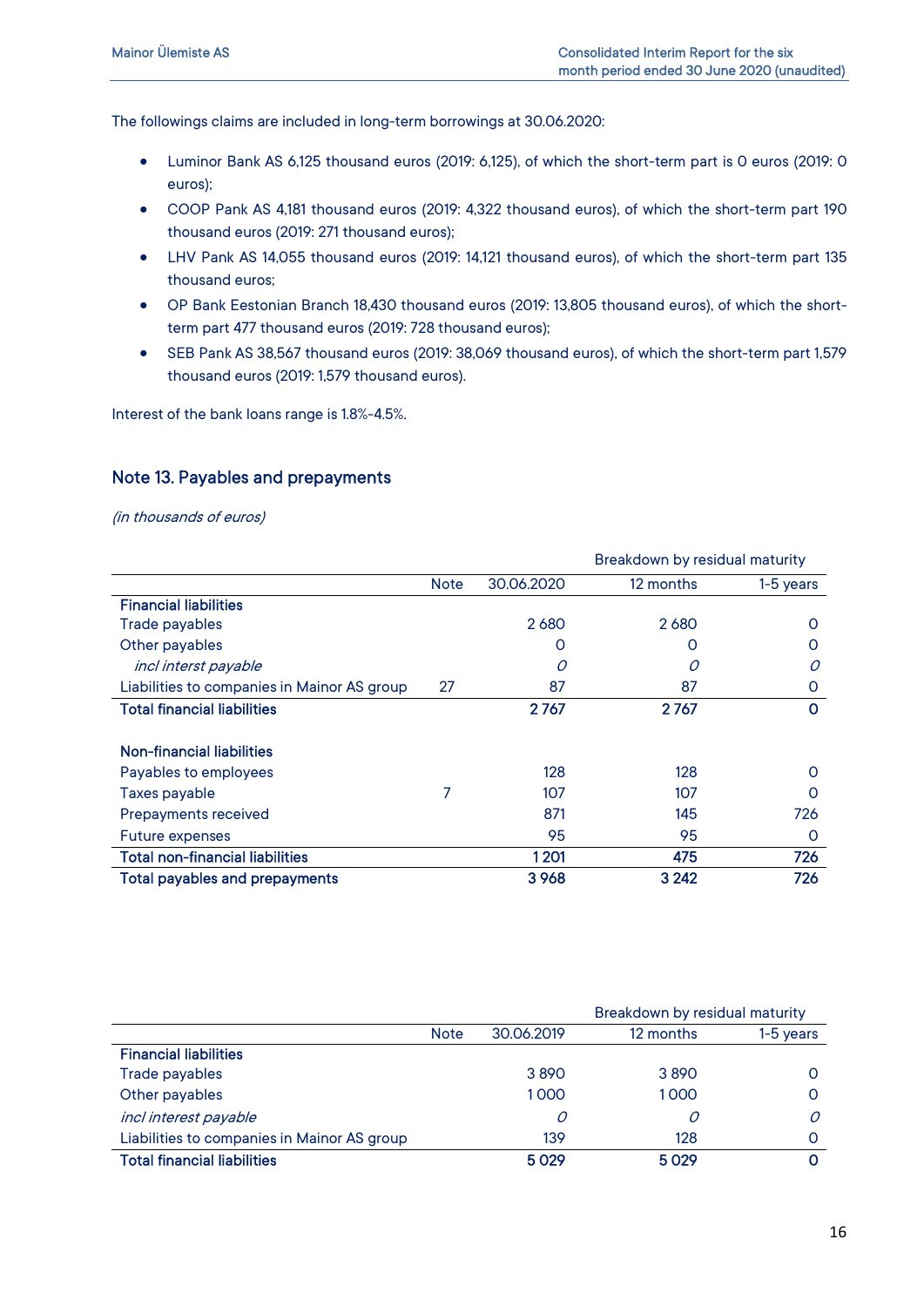The followings claims are included in long-term borrowings at 30.06.2020:

- Luminor Bank AS 6,125 thousand euros (2019: 6,125), of which the short-term part is 0 euros (2019: 0 euros);
- COOP Pank AS 4,181 thousand euros (2019: 4,322 thousand euros), of which the short-term part 190 thousand euros (2019: 271 thousand euros);
- LHV Pank AS 14,055 thousand euros (2019: 14,121 thousand euros), of which the short-term part 135 thousand euros;
- OP Bank Eestonian Branch 18,430 thousand euros (2019: 13,805 thousand euros), of which the short-term part 477 thousand euros (2019: 728 thousand euros);
- SEB Pank AS 38,567 thousand euros (2019: 38,069 thousand euros), of which the short-term part 1,579 thousand euros (2019: 1,579 thousand euros).

Interest of the bank loans range is 1.8%-4.5%.

## Note 13. Payables and prepayments

*(in thousands of euros)*

| | | | Breakdown by residual maturity | |
|---|---|---|---|---|
| | Note | 30.06.2020 | 12 months | 1-5 years |
| **Financial liabilities** | | | | |
| Trade payables | | 2 680 | 2 680 | 0 |
| Other payables | | 0 | 0 | 0 |
| *incl interst payable* | | *0* | *0* | *0* |
| Liabilities to companies in Mainor AS group | 27 | 87 | 87 | 0 |
| **Total financial liabilities** | | **2 767** | **2 767** | **0** |
| | | | | |
| **Non-financial liabilities** | | | | |
| Payables to employees | | 128 | 128 | 0 |
| Taxes payable | 7 | 107 | 107 | 0 |
| Prepayments received | | 871 | 145 | 726 |
| Future expenses | | 95 | 95 | 0 |
| **Total non-financial liabilities** | | **1 201** | **475** | **726** |
| **Total payables and prepayments** | | **3 968** | **3 242** | **726** |

| | | | Breakdown by residual maturity | |
|---|---|---|---|---|
| | Note | 30.06.2019 | 12 months | 1-5 years |
| **Financial liabilities** | | | | |
| Trade payables | | 3 890 | 3 890 | 0 |
| Other payables | | 1 000 | 1 000 | 0 |
| *incl interest payable* | | *0* | *0* | *0* |
| Liabilities to companies in Mainor AS group | | 139 | 128 | 0 |
| **Total financial liabilities** | | **5 029** | **5 029** | **0** |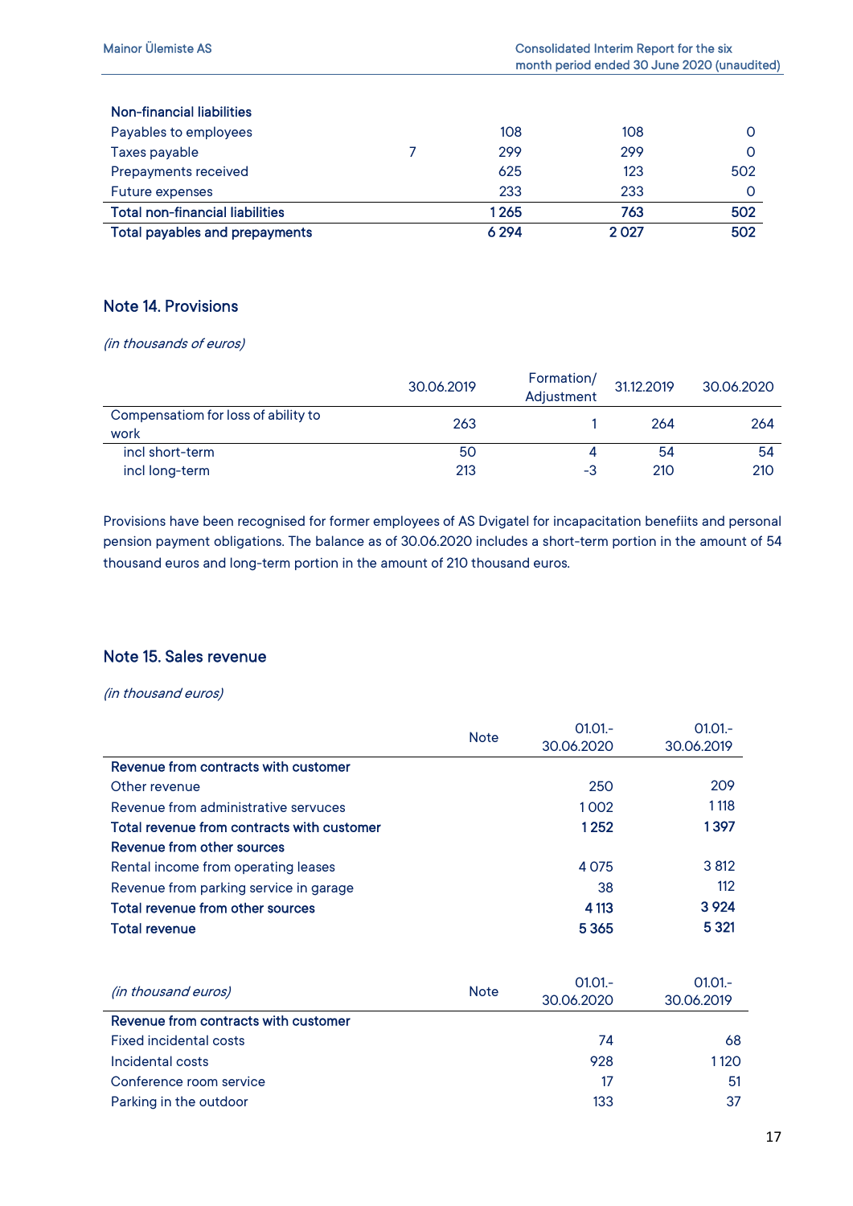| | | | | |
|---|---|---|---|---|
| **Non-financial liabilities** | | | | |
| Payables to employees | | 108 | 108 | 0 |
| Taxes payable | 7 | 299 | 299 | 0 |
| Prepayments received | | 625 | 123 | 502 |
| Future expenses | | 233 | 233 | 0 |
| **Total non-financial liabilities** | | **1 265** | **763** | **502** |
| **Total payables and prepayments** | | **6 294** | **2 027** | **502** |

## Note 14. Provisions

*(in thousands of euros)*

| | 30.06.2019 | Formation/ Adjustment | 31.12.2019 | 30.06.2020 |
|---|---|---|---|---|
| Compensatiom for loss of ability to work | 263 | 1 | 264 | 264 |
| incl short-term | 50 | 4 | 54 | 54 |
| incl long-term | 213 | -3 | 210 | 210 |

Provisions have been recognised for former employees of AS Dvigatel for incapacitation benefiits and personal pension payment obligations. The balance as of 30.06.2020 includes a short-term portion in the amount of 54 thousand euros and long-term portion in the amount of 210 thousand euros.

## Note 15. Sales revenue

*(in thousand euros)*

| | Note | 01.01.-30.06.2020 | 01.01.-30.06.2019 |
|---|---|---|---|
| **Revenue from contracts with customer** | | | |
| Other revenue | | 250 | 209 |
| Revenue from administrative servuces | | 1 002 | 1 118 |
| **Total revenue from contracts with customer** | | **1 252** | **1 397** |
| **Revenue from other sources** | | | |
| Rental income from operating leases | | 4 075 | 3 812 |
| Revenue from parking service in garage | | 38 | 112 |
| **Total revenue from other sources** | | **4 113** | **3 924** |
| **Total revenue** | | **5 365** | **5 321** |

| *(in thousand euros)* | Note | 01.01.-30.06.2020 | 01.01.-30.06.2019 |
|---|---|---|---|
| **Revenue from contracts with customer** | | | |
| Fixed incidental costs | | 74 | 68 |
| Incidental costs | | 928 | 1 120 |
| Conference room service | | 17 | 51 |
| Parking in the outdoor | | 133 | 37 |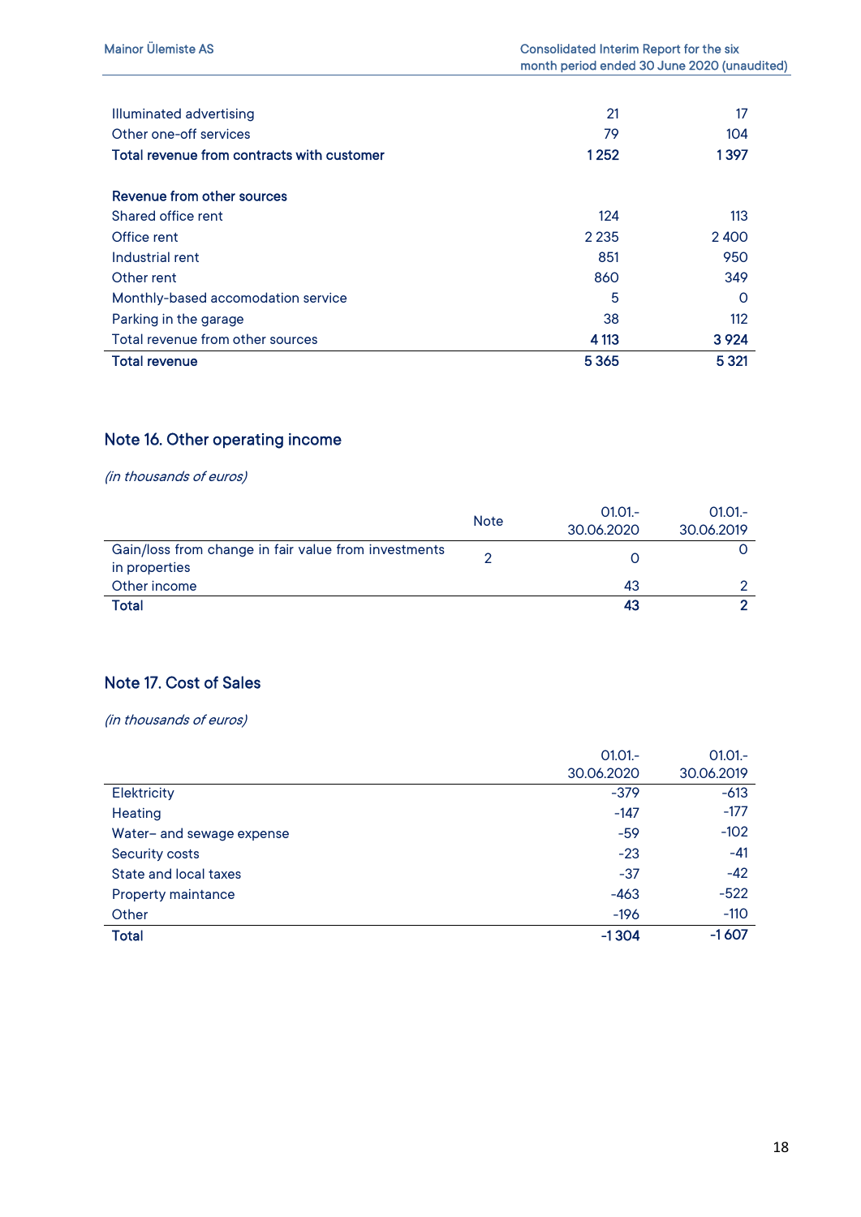| | | |
|---|---|---|
| Illuminated advertising | 21 | 17 |
| Other one-off services | 79 | 104 |
| **Total revenue from contracts with customer** | **1 252** | **1 397** |
| | | |
| **Revenue from other sources** | | |
| Shared office rent | 124 | 113 |
| Office rent | 2 235 | 2 400 |
| Industrial rent | 851 | 950 |
| Other rent | 860 | 349 |
| Monthly-based accomodation service | 5 | 0 |
| Parking in the garage | 38 | 112 |
| Total revenue from other sources | **4 113** | **3 924** |
| **Total revenue** | **5 365** | **5 321** |

## Note 16. Other operating income

*(in thousands of euros)*

| | Note | 01.01.-30.06.2020 | 01.01.-30.06.2019 |
|---|---|---|---|
| Gain/loss from change in fair value from investments in properties | 2 | 0 | 0 |
| Other income | | 43 | 2 |
| **Total** | | **43** | **2** |

## Note 17. Cost of Sales

*(in thousands of euros)*

| | 01.01.-30.06.2020 | 01.01.-30.06.2019 |
|---|---|---|
| Elektricity | -379 | -613 |
| Heating | -147 | -177 |
| Water– and sewage expense | -59 | -102 |
| Security costs | -23 | -41 |
| State and local taxes | -37 | -42 |
| Property maintance | -463 | -522 |
| Other | -196 | -110 |
| **Total** | **-1 304** | **-1 607** |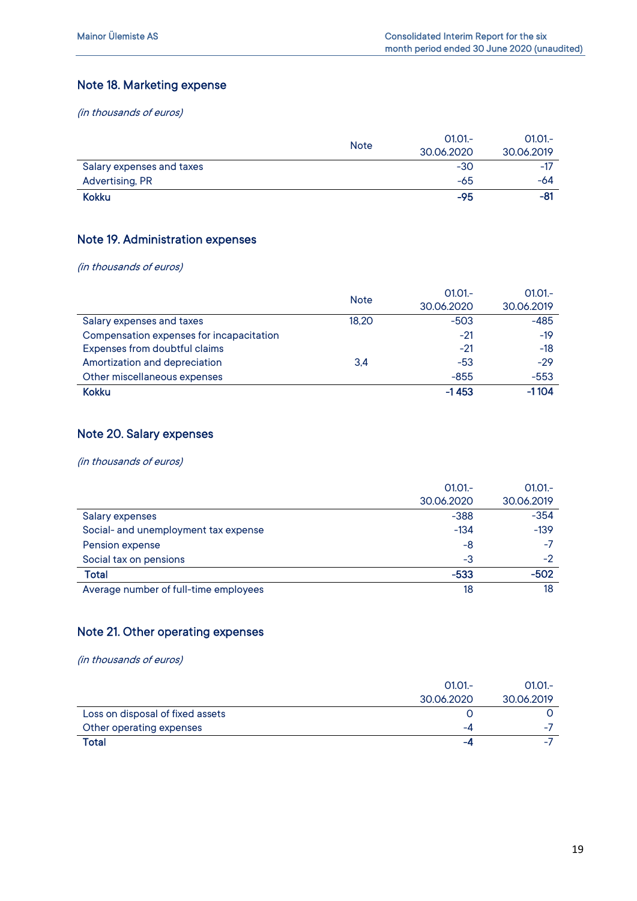## Note 18. Marketing expense

*(in thousands of euros)*

| | Note | 01.01.-30.06.2020 | 01.01.-30.06.2019 |
|---|---|---|---|
| Salary expenses and taxes | | -30 | -17 |
| Advertising, PR | | -65 | -64 |
| **Kokku** | | **-95** | **-81** |

## Note 19. Administration expenses

*(in thousands of euros)*

| | Note | 01.01.-30.06.2020 | 01.01.-30.06.2019 |
|---|---|---|---|
| Salary expenses and taxes | 18,20 | -503 | -485 |
| Compensation expenses for incapacitation | | -21 | -19 |
| Expenses from doubtful claims | | -21 | -18 |
| Amortization and depreciation | 3,4 | -53 | -29 |
| Other miscellaneous expenses | | -855 | -553 |
| **Kokku** | | **-1 453** | **-1 104** |

## Note 20. Salary expenses

*(in thousands of euros)*

| | 01.01.-30.06.2020 | 01.01.-30.06.2019 |
|---|---|---|
| Salary expenses | -388 | -354 |
| Social- and unemployment tax expense | -134 | -139 |
| Pension expense | -8 | -7 |
| Social tax on pensions | -3 | -2 |
| **Total** | **-533** | **-502** |
| Average number of full-time employees | 18 | 18 |

## Note 21. Other operating expenses

*(in thousands of euros)*

| | 01.01.-30.06.2020 | 01.01.-30.06.2019 |
|---|---|---|
| Loss on disposal of fixed assets | 0 | 0 |
| Other operating expenses | -4 | -7 |
| **Total** | **-4** | -7 |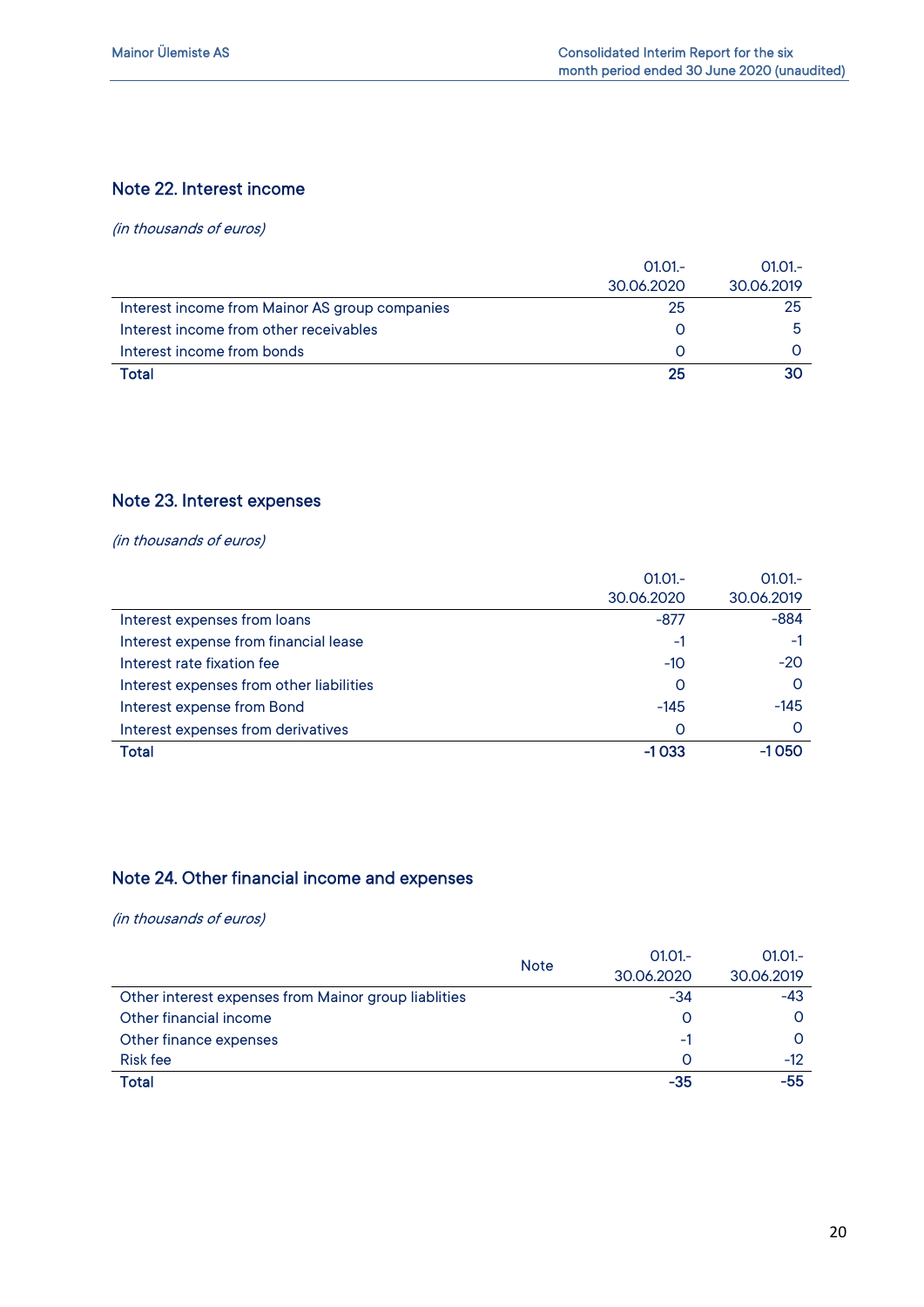## Note 22. Interest income

*(in thousands of euros)*

| | 01.01.-30.06.2020 | 01.01.-30.06.2019 |
|---|---|---|
| Interest income from Mainor AS group companies | 25 | 25 |
| Interest income from other receivables | 0 | 5 |
| Interest income from bonds | 0 | 0 |
| **Total** | **25** | **30** |

## Note 23. Interest expenses

*(in thousands of euros)*

| | 01.01.-30.06.2020 | 01.01.-30.06.2019 |
|---|---|---|
| Interest expenses from loans | -877 | -884 |
| Interest expense from financial lease | -1 | -1 |
| Interest rate fixation fee | -10 | -20 |
| Interest expenses from other liabilities | 0 | 0 |
| Interest expense from Bond | -145 | -145 |
| Interest expenses from derivatives | 0 | 0 |
| **Total** | **-1 033** | **-1 050** |

## Note 24. Other financial income and expenses

*(in thousands of euros)*

| | Note | 01.01.-30.06.2020 | 01.01.-30.06.2019 |
|---|---|---|---|
| Other interest expenses from Mainor group liablities | | -34 | -43 |
| Other financial income | | 0 | 0 |
| Other finance expenses | | -1 | 0 |
| Risk fee | | 0 | -12 |
| **Total** | | **-35** | **-55** |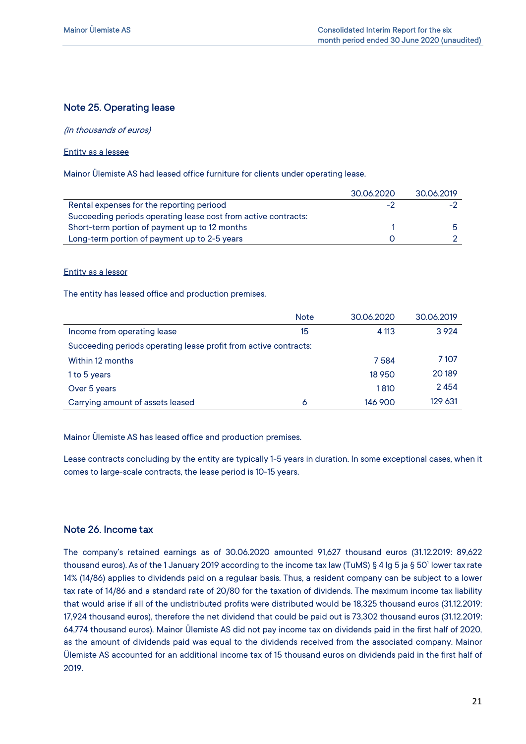## Note 25. Operating lease

*(in thousands of euros)*

Entity as a lessee

Mainor Ülemiste AS had leased office furniture for clients under operating lease.

| | 30.06.2020 | 30.06.2019 |
|---|---|---|
| Rental expenses for the reporting periood | -2 | -2 |
| Succeeding periods operating lease cost from active contracts: | | |
| Short-term portion of payment up to 12 months | 1 | 5 |
| Long-term portion of payment up to 2-5 years | 0 | 2 |

Entity as a lessor

The entity has leased office and production premises.

| | Note | 30.06.2020 | 30.06.2019 |
|---|---|---|---|
| Income from operating lease | 15 | 4 113 | 3 924 |
| Succeeding periods operating lease profit from active contracts: | | | |
| Within 12 months | | 7 584 | 7 107 |
| 1 to 5 years | | 18 950 | 20 189 |
| Over 5 years | | 1 810 | 2 454 |
| Carrying amount of assets leased | 6 | 146 900 | 129 631 |

Mainor Ülemiste AS has leased office and production premises.

Lease contracts concluding by the entity are typically 1-5 years in duration. In some exceptional cases, when it comes to large-scale contracts, the lease period is 10-15 years.

## Note 26. Income tax

The company's retained earnings as of 30.06.2020 amounted 91,627 thousand euros (31.12.2019: 89,622 thousand euros). As of the 1 January 2019 according to the income tax law (TuMS) § 4 lg 5 ja § 50[1] lower tax rate 14% (14/86) applies to dividends paid on a regulaar basis. Thus, a resident company can be subject to a lower tax rate of 14/86 and a standard rate of 20/80 for the taxation of dividends. The maximum income tax liability that would arise if all of the undistributed profits were distributed would be 18,325 thousand euros (31.12.2019: 17,924 thousand euros), therefore the net dividend that could be paid out is 73,302 thousand euros (31.12.2019: 64,774 thousand euros). Mainor Ülemiste AS did not pay income tax on dividends paid in the first half of 2020, as the amount of dividends paid was equal to the dividends received from the associated company. Mainor Ülemiste AS accounted for an additional income tax of 15 thousand euros on dividends paid in the first half of 2019.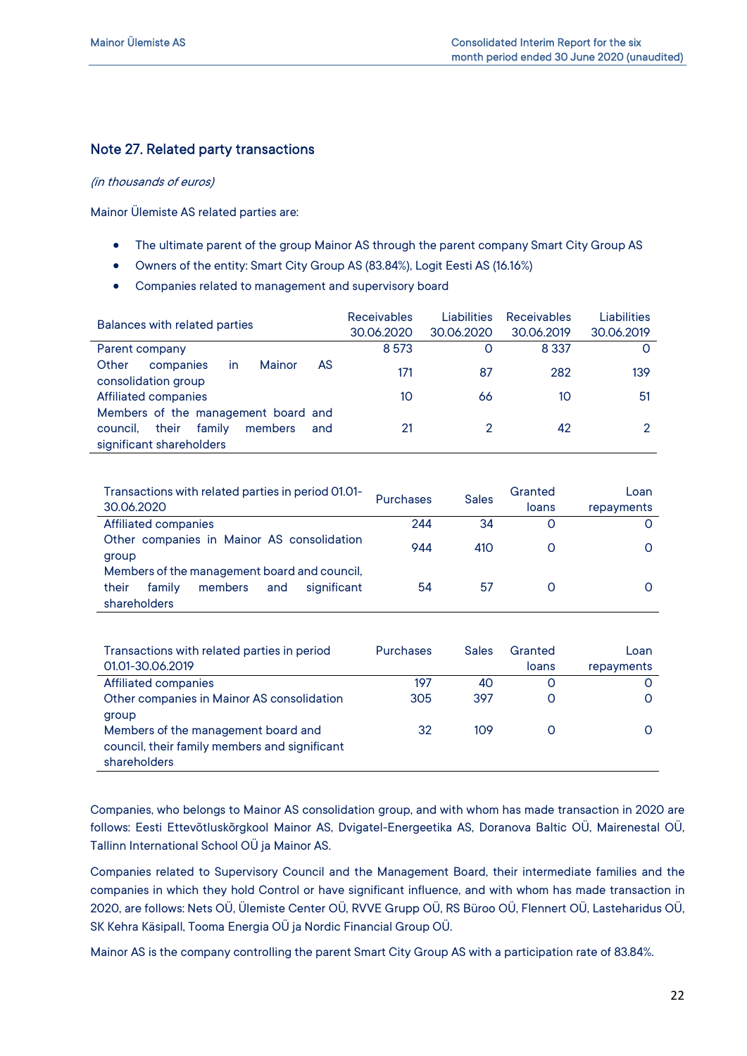## Note 27. Related party transactions

*(in thousands of euros)*

Mainor Ülemiste AS related parties are:

- The ultimate parent of the group Mainor AS through the parent company Smart City Group AS
- Owners of the entity: Smart City Group AS (83.84%), Logit Eesti AS (16.16%)
- Companies related to management and supervisory board

| Balances with related parties | Receivables 30.06.2020 | Liabilities 30.06.2020 | Receivables 30.06.2019 | Liabilities 30.06.2019 |
|---|---|---|---|---|
| Parent company | 8 573 | 0 | 8 337 | 0 |
| Other companies in Mainor AS consolidation group | 171 | 87 | 282 | 139 |
| Affiliated companies | 10 | 66 | 10 | 51 |
| Members of the management board and council, their family members and significant shareholders | 21 | 2 | 42 | 2 |

| Transactions with related parties in period 01.01-30.06.2020 | Purchases | Sales | Granted loans | Loan repayments |
|---|---|---|---|---|
| Affiliated companies | 244 | 34 | 0 | 0 |
| Other companies in Mainor AS consolidation group | 944 | 410 | 0 | 0 |
| Members of the management board and council, their family members and significant shareholders | 54 | 57 | 0 | 0 |

| Transactions with related parties in period 01.01-30.06.2019 | Purchases | Sales | Granted loans | Loan repayments |
|---|---|---|---|---|
| Affiliated companies | 197 | 40 | 0 | 0 |
| Other companies in Mainor AS consolidation group | 305 | 397 | 0 | 0 |
| Members of the management board and council, their family members and significant shareholders | 32 | 109 | 0 | 0 |

Companies, who belongs to Mainor AS consolidation group, and with whom has made transaction in 2020 are follows: Eesti Ettevõtluskõrgkool Mainor AS, Dvigatel-Energeetika AS, Doranova Baltic OÜ, Mairenestal OÜ, Tallinn International School OÜ ja Mainor AS.

Companies related to Supervisory Council and the Management Board, their intermediate families and the companies in which they hold Control or have significant influence, and with whom has made transaction in 2020, are follows: Nets OÜ, Ülemiste Center OÜ, RVVE Grupp OÜ, RS Büroo OÜ, Flennert OÜ, Lasteharidus OÜ, SK Kehra Käsipall, Tooma Energia OÜ ja Nordic Financial Group OÜ.

Mainor AS is the company controlling the parent Smart City Group AS with a participation rate of 83.84%.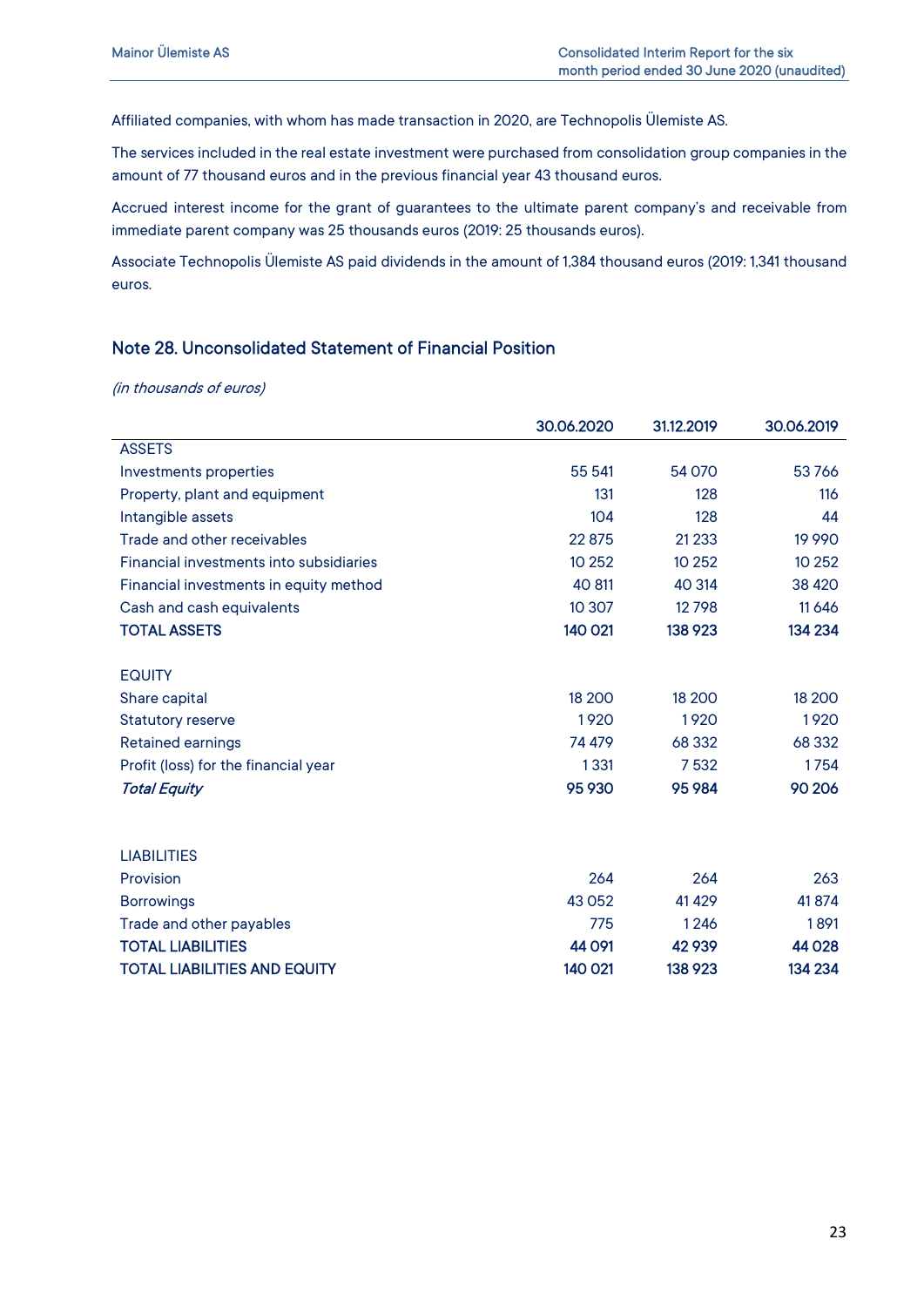Affiliated companies, with whom has made transaction in 2020, are Technopolis Ülemiste AS.

The services included in the real estate investment were purchased from consolidation group companies in the amount of 77 thousand euros and in the previous financial year 43 thousand euros.

Accrued interest income for the grant of guarantees to the ultimate parent company's and receivable from immediate parent company was 25 thousands euros (2019: 25 thousands euros).

Associate Technopolis Ülemiste AS paid dividends in the amount of 1,384 thousand euros (2019: 1,341 thousand euros.

## Note 28. Unconsolidated Statement of Financial Position

*(in thousands of euros)*

| | 30.06.2020 | 31.12.2019 | 30.06.2019 |
|---|---|---|---|
| ASSETS | | | |
| Investments properties | 55 541 | 54 070 | 53 766 |
| Property, plant and equipment | 131 | 128 | 116 |
| Intangible assets | 104 | 128 | 44 |
| Trade and other receivables | 22 875 | 21 233 | 19 990 |
| Financial investments into subsidiaries | 10 252 | 10 252 | 10 252 |
| Financial investments in equity method | 40 811 | 40 314 | 38 420 |
| Cash and cash equivalents | 10 307 | 12 798 | 11 646 |
| **TOTAL ASSETS** | **140 021** | **138 923** | **134 234** |
| | | | |
| EQUITY | | | |
| Share capital | 18 200 | 18 200 | 18 200 |
| Statutory reserve | 1 920 | 1 920 | 1 920 |
| Retained earnings | 74 479 | 68 332 | 68 332 |
| Profit (loss) for the financial year | 1 331 | 7 532 | 1 754 |
| ***Total Equity*** | **95 930** | **95 984** | **90 206** |
| | | | |
| LIABILITIES | | | |
| Provision | 264 | 264 | 263 |
| Borrowings | 43 052 | 41 429 | 41 874 |
| Trade and other payables | 775 | 1 246 | 1 891 |
| **TOTAL LIABILITIES** | **44 091** | **42 939** | **44 028** |
| **TOTAL LIABILITIES AND EQUITY** | **140 021** | **138 923** | **134 234** |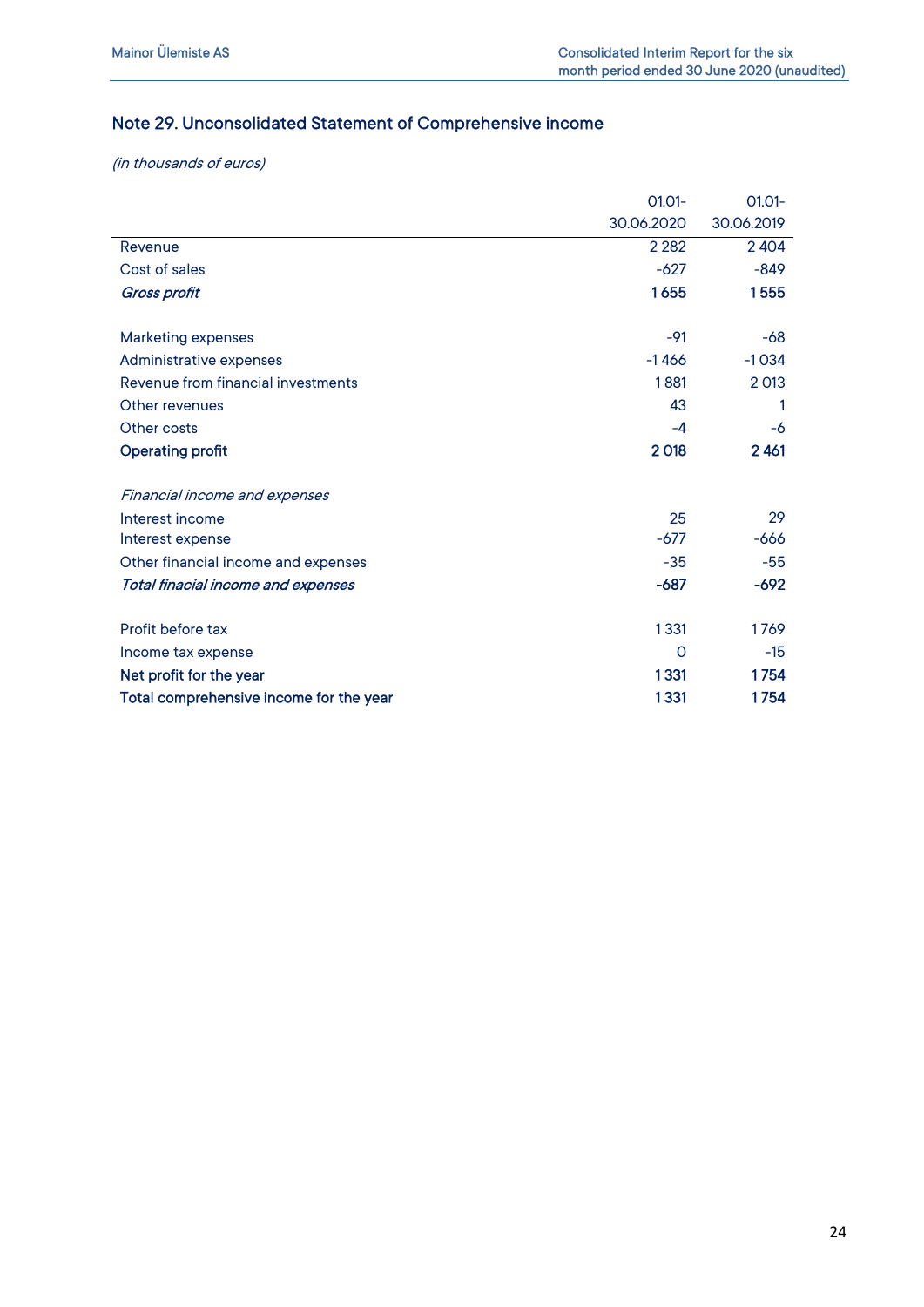## Note 29. Unconsolidated Statement of Comprehensive income

*(in thousands of euros)*

| | 01.01-30.06.2020 | 01.01-30.06.2019 |
|---|---|---|
| Revenue | 2 282 | 2 404 |
| Cost of sales | -627 | -849 |
| ***Gross profit*** | **1 655** | **1 555** |
| | | |
| Marketing expenses | -91 | -68 |
| Administrative expenses | -1 466 | -1 034 |
| Revenue from financial investments | 1 881 | 2 013 |
| Other revenues | 43 | 1 |
| Other costs | -4 | -6 |
| **Operating profit** | **2 018** | **2 461** |
| | | |
| *Financial income and expenses* | | |
| Interest income | 25 | 29 |
| Interest expense | -677 | -666 |
| Other financial income and expenses | -35 | -55 |
| ***Total finacial income and expenses*** | **-687** | **-692** |
| | | |
| Profit before tax | 1 331 | 1 769 |
| Income tax expense | 0 | -15 |
| **Net profit for the year** | **1 331** | **1 754** |
| **Total comprehensive income for the year** | **1 331** | **1 754** |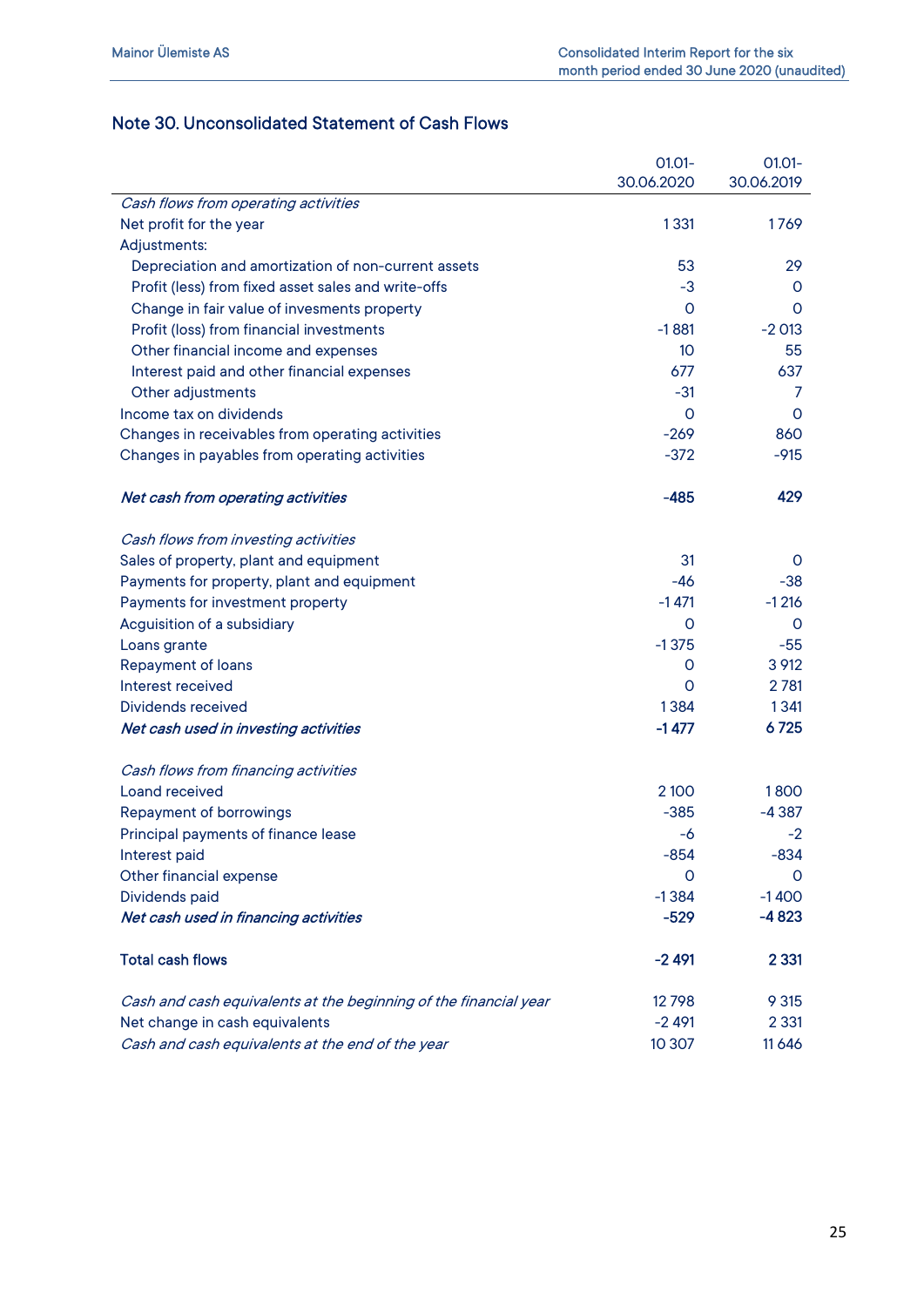## Note 30. Unconsolidated Statement of Cash Flows

| | 01.01-30.06.2020 | 01.01-30.06.2019 |
|---|---|---|
| *Cash flows from operating activities* | | |
| Net profit for the year | 1 331 | 1 769 |
| Adjustments: | | |
| Depreciation and amortization of non-current assets | 53 | 29 |
| Profit (less) from fixed asset sales and write-offs | -3 | 0 |
| Change in fair value of invesments property | 0 | 0 |
| Profit (loss) from financial investments | -1 881 | -2 013 |
| Other financial income and expenses | 10 | 55 |
| Interest paid and other financial expenses | 677 | 637 |
| Other adjustments | -31 | 7 |
| Income tax on dividends | 0 | 0 |
| Changes in receivables from operating activities | -269 | 860 |
| Changes in payables from operating activities | -372 | -915 |
| ***Net cash from operating activities*** | **-485** | **429** |
| *Cash flows from investing activities* | | |
| Sales of property, plant and equipment | 31 | 0 |
| Payments for property, plant and equipment | -46 | -38 |
| Payments for investment property | -1 471 | -1 216 |
| Acguisition of a subsidiary | 0 | 0 |
| Loans grante | -1 375 | -55 |
| Repayment of loans | 0 | 3 912 |
| Interest received | 0 | 2 781 |
| Dividends received | 1 384 | 1 341 |
| ***Net cash used in investing activities*** | **-1 477** | **6 725** |
| *Cash flows from financing activities* | | |
| Loand received | 2 100 | 1 800 |
| Repayment of borrowings | -385 | -4 387 |
| Principal payments of finance lease | -6 | -2 |
| Interest paid | -854 | -834 |
| Other financial expense | 0 | 0 |
| Dividends paid | -1 384 | -1 400 |
| ***Net cash used in financing activities*** | **-529** | **-4 823** |
| **Total cash flows** | **-2 491** | **2 331** |
| *Cash and cash equivalents at the beginning of the financial year* | 12 798 | 9 315 |
| Net change in cash equivalents | -2 491 | 2 331 |
| *Cash and cash equivalents at the end of the year* | 10 307 | 11 646 |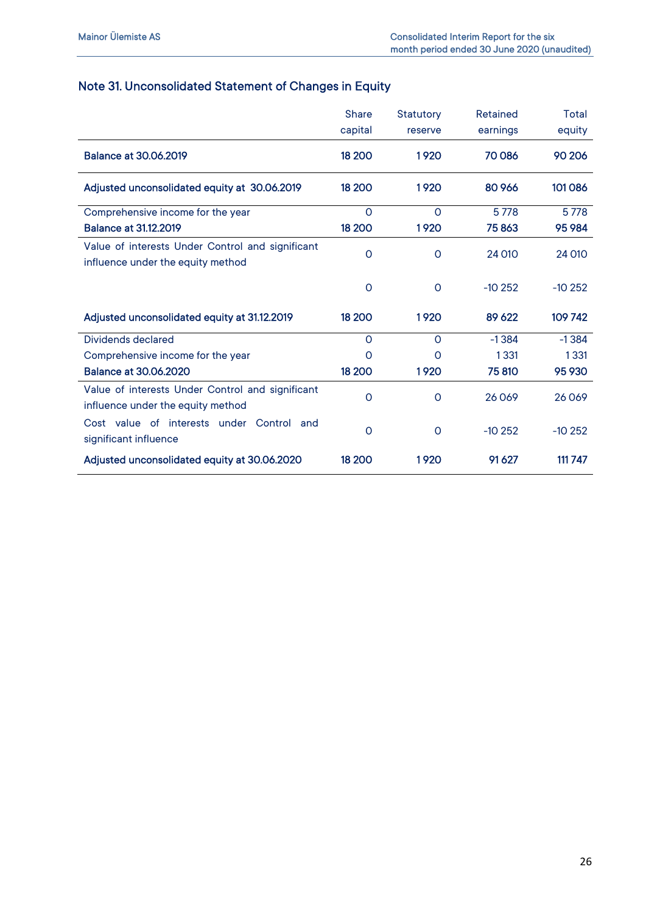## Note 31. Unconsolidated Statement of Changes in Equity

| | Share capital | Statutory reserve | Retained earnings | Total equity |
|---|---|---|---|---|
| **Balance at 30.06.2019** | **18 200** | **1 920** | **70 086** | **90 206** |
| **Adjusted unconsolidated equity at 30.06.2019** | **18 200** | **1 920** | **80 966** | **101 086** |
| Comprehensive income for the year | 0 | 0 | 5 778 | 5 778 |
| **Balance at 31.12.2019** | **18 200** | **1 920** | **75 863** | **95 984** |
| Value of interests Under Control and significant influence under the equity method | 0 | 0 | 24 010 | 24 010 |
| | 0 | 0 | -10 252 | -10 252 |
| **Adjusted unconsolidated equity at 31.12.2019** | **18 200** | **1 920** | **89 622** | **109 742** |
| Dividends declared | 0 | 0 | -1 384 | -1 384 |
| Comprehensive income for the year | 0 | 0 | 1 331 | 1 331 |
| **Balance at 30.06.2020** | **18 200** | **1 920** | **75 810** | **95 930** |
| Value of interests Under Control and significant influence under the equity method | 0 | 0 | 26 069 | 26 069 |
| Cost value of interests under Control and significant influence | 0 | 0 | -10 252 | -10 252 |
| **Adjusted unconsolidated equity at 30.06.2020** | **18 200** | **1 920** | **91 627** | **111 747** |